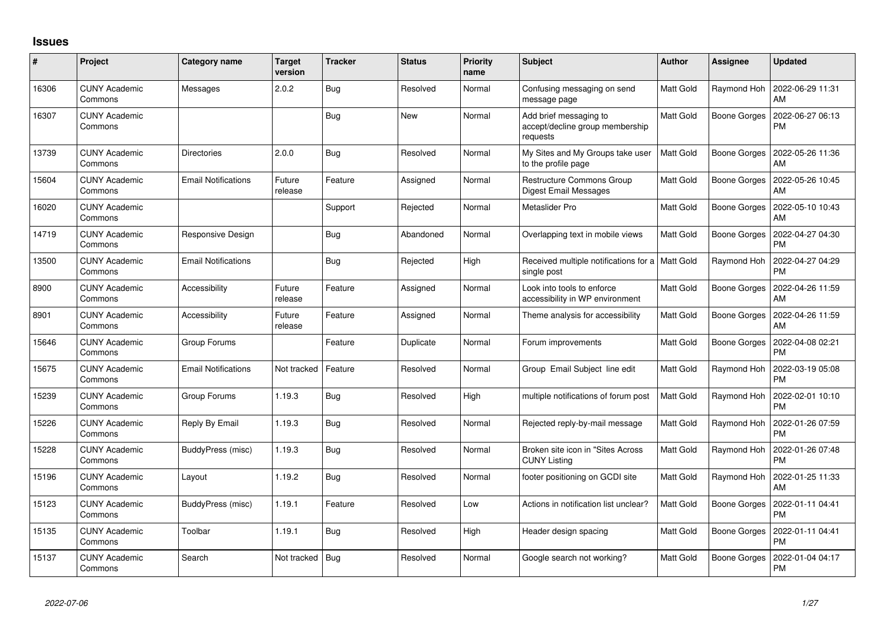# Issues

| # | Project | Category name | Target version | Tracker | Status | Priority name | Subject | Author | Assignee | Updated |
|---|---|---|---|---|---|---|---|---|---|---|
| 16306 | CUNY Academic Commons | Messages | 2.0.2 | Bug | Resolved | Normal | Confusing messaging on send message page | Matt Gold | Raymond Hoh | 2022-06-29 11:31 AM |
| 16307 | CUNY Academic Commons | | | Bug | New | Normal | Add brief messaging to accept/decline group membership requests | Matt Gold | Boone Gorges | 2022-06-27 06:13 PM |
| 13739 | CUNY Academic Commons | Directories | 2.0.0 | Bug | Resolved | Normal | My Sites and My Groups take user to the profile page | Matt Gold | Boone Gorges | 2022-05-26 11:36 AM |
| 15604 | CUNY Academic Commons | Email Notifications | Future release | Feature | Assigned | Normal | Restructure Commons Group Digest Email Messages | Matt Gold | Boone Gorges | 2022-05-26 10:45 AM |
| 16020 | CUNY Academic Commons | | | Support | Rejected | Normal | Metaslider Pro | Matt Gold | Boone Gorges | 2022-05-10 10:43 AM |
| 14719 | CUNY Academic Commons | Responsive Design | | Bug | Abandoned | Normal | Overlapping text in mobile views | Matt Gold | Boone Gorges | 2022-04-27 04:30 PM |
| 13500 | CUNY Academic Commons | Email Notifications | | Bug | Rejected | High | Received multiple notifications for a single post | Matt Gold | Raymond Hoh | 2022-04-27 04:29 PM |
| 8900 | CUNY Academic Commons | Accessibility | Future release | Feature | Assigned | Normal | Look into tools to enforce accessibility in WP environment | Matt Gold | Boone Gorges | 2022-04-26 11:59 AM |
| 8901 | CUNY Academic Commons | Accessibility | Future release | Feature | Assigned | Normal | Theme analysis for accessibility | Matt Gold | Boone Gorges | 2022-04-26 11:59 AM |
| 15646 | CUNY Academic Commons | Group Forums | | Feature | Duplicate | Normal | Forum improvements | Matt Gold | Boone Gorges | 2022-04-08 02:21 PM |
| 15675 | CUNY Academic Commons | Email Notifications | Not tracked | Feature | Resolved | Normal | Group Email Subject line edit | Matt Gold | Raymond Hoh | 2022-03-19 05:08 PM |
| 15239 | CUNY Academic Commons | Group Forums | 1.19.3 | Bug | Resolved | High | multiple notifications of forum post | Matt Gold | Raymond Hoh | 2022-02-01 10:10 PM |
| 15226 | CUNY Academic Commons | Reply By Email | 1.19.3 | Bug | Resolved | Normal | Rejected reply-by-mail message | Matt Gold | Raymond Hoh | 2022-01-26 07:59 PM |
| 15228 | CUNY Academic Commons | BuddyPress (misc) | 1.19.3 | Bug | Resolved | Normal | Broken site icon in "Sites Across CUNY Listing | Matt Gold | Raymond Hoh | 2022-01-26 07:48 PM |
| 15196 | CUNY Academic Commons | Layout | 1.19.2 | Bug | Resolved | Normal | footer positioning on GCDI site | Matt Gold | Raymond Hoh | 2022-01-25 11:33 AM |
| 15123 | CUNY Academic Commons | BuddyPress (misc) | 1.19.1 | Feature | Resolved | Low | Actions in notification list unclear? | Matt Gold | Boone Gorges | 2022-01-11 04:41 PM |
| 15135 | CUNY Academic Commons | Toolbar | 1.19.1 | Bug | Resolved | High | Header design spacing | Matt Gold | Boone Gorges | 2022-01-11 04:41 PM |
| 15137 | CUNY Academic Commons | Search | Not tracked | Bug | Resolved | Normal | Google search not working? | Matt Gold | Boone Gorges | 2022-01-04 04:17 PM |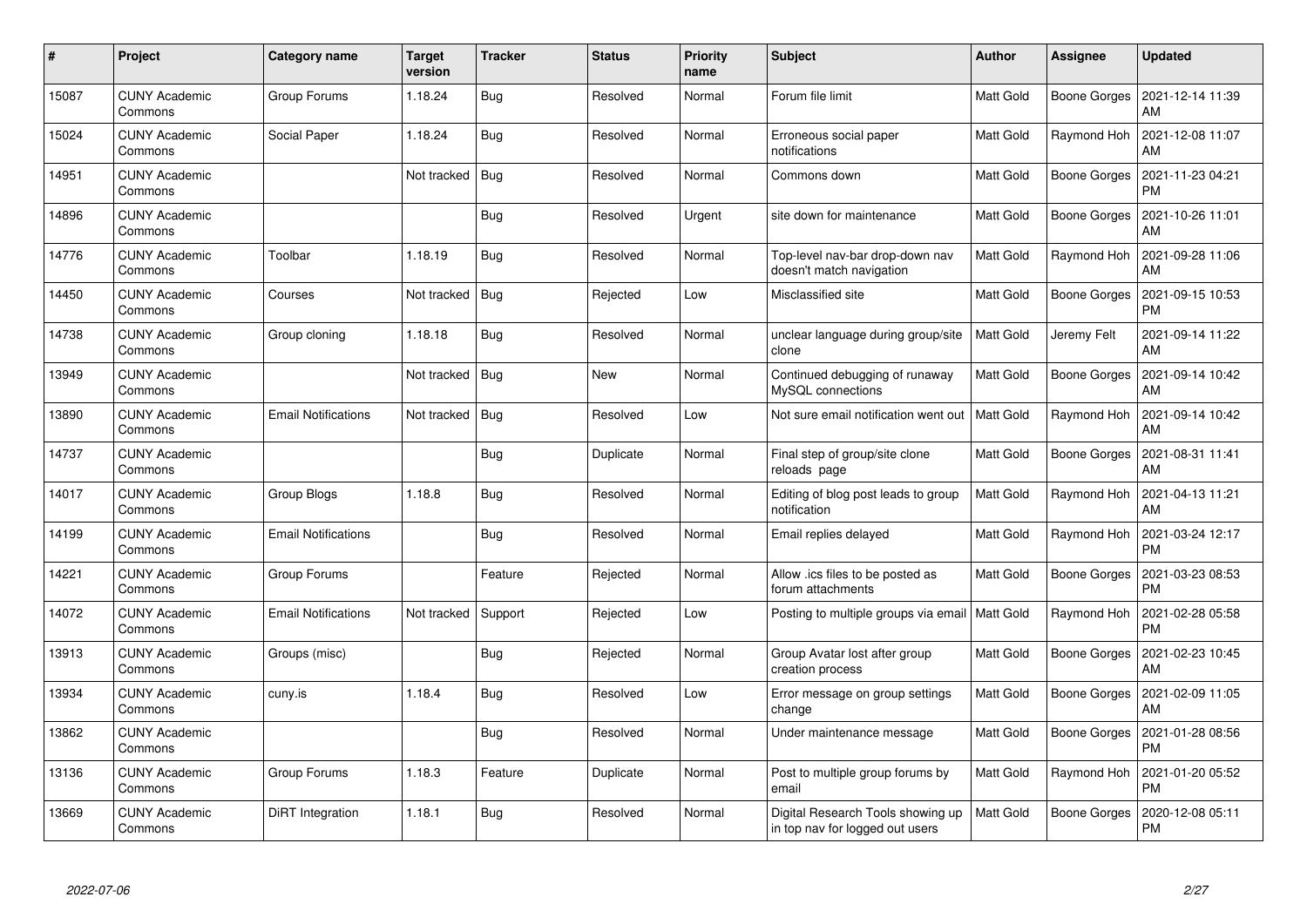| # | Project | Category name | Target version | Tracker | Status | Priority name | Subject | Author | Assignee | Updated |
|---|---|---|---|---|---|---|---|---|---|---|
| 15087 | CUNY Academic Commons | Group Forums | 1.18.24 | Bug | Resolved | Normal | Forum file limit | Matt Gold | Boone Gorges | 2021-12-14 11:39 AM |
| 15024 | CUNY Academic Commons | Social Paper | 1.18.24 | Bug | Resolved | Normal | Erroneous social paper notifications | Matt Gold | Raymond Hoh | 2021-12-08 11:07 AM |
| 14951 | CUNY Academic Commons | | Not tracked | Bug | Resolved | Normal | Commons down | Matt Gold | Boone Gorges | 2021-11-23 04:21 PM |
| 14896 | CUNY Academic Commons | | | Bug | Resolved | Urgent | site down for maintenance | Matt Gold | Boone Gorges | 2021-10-26 11:01 AM |
| 14776 | CUNY Academic Commons | Toolbar | 1.18.19 | Bug | Resolved | Normal | Top-level nav-bar drop-down nav doesn't match navigation | Matt Gold | Raymond Hoh | 2021-09-28 11:06 AM |
| 14450 | CUNY Academic Commons | Courses | Not tracked | Bug | Rejected | Low | Misclassified site | Matt Gold | Boone Gorges | 2021-09-15 10:53 PM |
| 14738 | CUNY Academic Commons | Group cloning | 1.18.18 | Bug | Resolved | Normal | unclear language during group/site clone | Matt Gold | Jeremy Felt | 2021-09-14 11:22 AM |
| 13949 | CUNY Academic Commons | | Not tracked | Bug | New | Normal | Continued debugging of runaway MySQL connections | Matt Gold | Boone Gorges | 2021-09-14 10:42 AM |
| 13890 | CUNY Academic Commons | Email Notifications | Not tracked | Bug | Resolved | Low | Not sure email notification went out | Matt Gold | Raymond Hoh | 2021-09-14 10:42 AM |
| 14737 | CUNY Academic Commons | | | Bug | Duplicate | Normal | Final step of group/site clone reloads page | Matt Gold | Boone Gorges | 2021-08-31 11:41 AM |
| 14017 | CUNY Academic Commons | Group Blogs | 1.18.8 | Bug | Resolved | Normal | Editing of blog post leads to group notification | Matt Gold | Raymond Hoh | 2021-04-13 11:21 AM |
| 14199 | CUNY Academic Commons | Email Notifications | | Bug | Resolved | Normal | Email replies delayed | Matt Gold | Raymond Hoh | 2021-03-24 12:17 PM |
| 14221 | CUNY Academic Commons | Group Forums | | Feature | Rejected | Normal | Allow .ics files to be posted as forum attachments | Matt Gold | Boone Gorges | 2021-03-23 08:53 PM |
| 14072 | CUNY Academic Commons | Email Notifications | Not tracked | Support | Rejected | Low | Posting to multiple groups via email | Matt Gold | Raymond Hoh | 2021-02-28 05:58 PM |
| 13913 | CUNY Academic Commons | Groups (misc) | | Bug | Rejected | Normal | Group Avatar lost after group creation process | Matt Gold | Boone Gorges | 2021-02-23 10:45 AM |
| 13934 | CUNY Academic Commons | cuny.is | 1.18.4 | Bug | Resolved | Low | Error message on group settings change | Matt Gold | Boone Gorges | 2021-02-09 11:05 AM |
| 13862 | CUNY Academic Commons | | | Bug | Resolved | Normal | Under maintenance message | Matt Gold | Boone Gorges | 2021-01-28 08:56 PM |
| 13136 | CUNY Academic Commons | Group Forums | 1.18.3 | Feature | Duplicate | Normal | Post to multiple group forums by email | Matt Gold | Raymond Hoh | 2021-01-20 05:52 PM |
| 13669 | CUNY Academic Commons | DiRT Integration | 1.18.1 | Bug | Resolved | Normal | Digital Research Tools showing up in top nav for logged out users | Matt Gold | Boone Gorges | 2020-12-08 05:11 PM |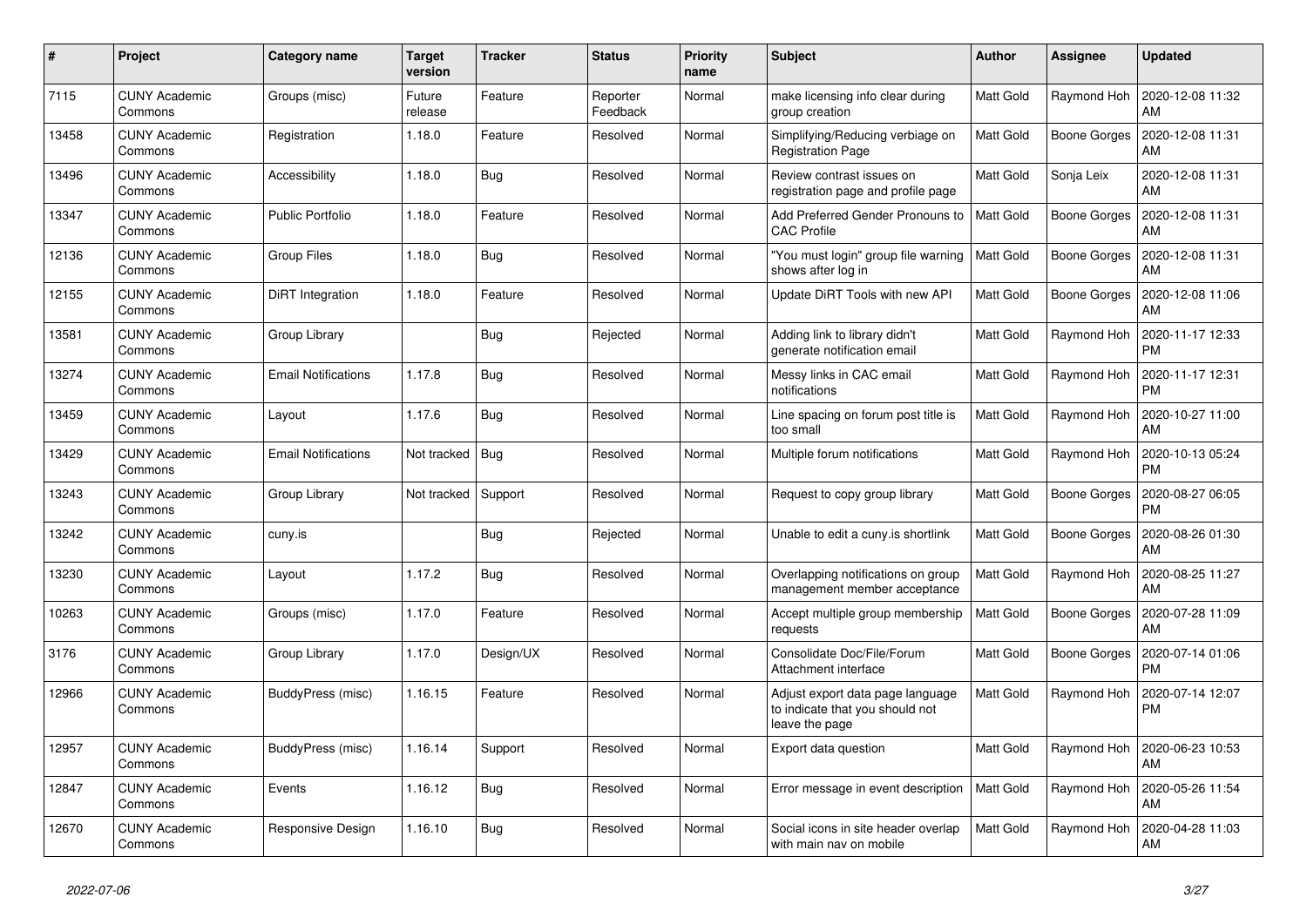| # | Project | Category name | Target version | Tracker | Status | Priority name | Subject | Author | Assignee | Updated |
|---|---|---|---|---|---|---|---|---|---|---|
| 7115 | CUNY Academic Commons | Groups (misc) | Future release | Feature | Reporter Feedback | Normal | make licensing info clear during group creation | Matt Gold | Raymond Hoh | 2020-12-08 11:32 AM |
| 13458 | CUNY Academic Commons | Registration | 1.18.0 | Feature | Resolved | Normal | Simplifying/Reducing verbiage on Registration Page | Matt Gold | Boone Gorges | 2020-12-08 11:31 AM |
| 13496 | CUNY Academic Commons | Accessibility | 1.18.0 | Bug | Resolved | Normal | Review contrast issues on registration page and profile page | Matt Gold | Sonja Leix | 2020-12-08 11:31 AM |
| 13347 | CUNY Academic Commons | Public Portfolio | 1.18.0 | Feature | Resolved | Normal | Add Preferred Gender Pronouns to CAC Profile | Matt Gold | Boone Gorges | 2020-12-08 11:31 AM |
| 12136 | CUNY Academic Commons | Group Files | 1.18.0 | Bug | Resolved | Normal | "You must login" group file warning shows after log in | Matt Gold | Boone Gorges | 2020-12-08 11:31 AM |
| 12155 | CUNY Academic Commons | DiRT Integration | 1.18.0 | Feature | Resolved | Normal | Update DiRT Tools with new API | Matt Gold | Boone Gorges | 2020-12-08 11:06 AM |
| 13581 | CUNY Academic Commons | Group Library | | Bug | Rejected | Normal | Adding link to library didn't generate notification email | Matt Gold | Raymond Hoh | 2020-11-17 12:33 PM |
| 13274 | CUNY Academic Commons | Email Notifications | 1.17.8 | Bug | Resolved | Normal | Messy links in CAC email notifications | Matt Gold | Raymond Hoh | 2020-11-17 12:31 PM |
| 13459 | CUNY Academic Commons | Layout | 1.17.6 | Bug | Resolved | Normal | Line spacing on forum post title is too small | Matt Gold | Raymond Hoh | 2020-10-27 11:00 AM |
| 13429 | CUNY Academic Commons | Email Notifications | Not tracked | Bug | Resolved | Normal | Multiple forum notifications | Matt Gold | Raymond Hoh | 2020-10-13 05:24 PM |
| 13243 | CUNY Academic Commons | Group Library | Not tracked | Support | Resolved | Normal | Request to copy group library | Matt Gold | Boone Gorges | 2020-08-27 06:05 PM |
| 13242 | CUNY Academic Commons | cuny.is | | Bug | Rejected | Normal | Unable to edit a cuny.is shortlink | Matt Gold | Boone Gorges | 2020-08-26 01:30 AM |
| 13230 | CUNY Academic Commons | Layout | 1.17.2 | Bug | Resolved | Normal | Overlapping notifications on group management member acceptance | Matt Gold | Raymond Hoh | 2020-08-25 11:27 AM |
| 10263 | CUNY Academic Commons | Groups (misc) | 1.17.0 | Feature | Resolved | Normal | Accept multiple group membership requests | Matt Gold | Boone Gorges | 2020-07-28 11:09 AM |
| 3176 | CUNY Academic Commons | Group Library | 1.17.0 | Design/UX | Resolved | Normal | Consolidate Doc/File/Forum Attachment interface | Matt Gold | Boone Gorges | 2020-07-14 01:06 PM |
| 12966 | CUNY Academic Commons | BuddyPress (misc) | 1.16.15 | Feature | Resolved | Normal | Adjust export data page language to indicate that you should not leave the page | Matt Gold | Raymond Hoh | 2020-07-14 12:07 PM |
| 12957 | CUNY Academic Commons | BuddyPress (misc) | 1.16.14 | Support | Resolved | Normal | Export data question | Matt Gold | Raymond Hoh | 2020-06-23 10:53 AM |
| 12847 | CUNY Academic Commons | Events | 1.16.12 | Bug | Resolved | Normal | Error message in event description | Matt Gold | Raymond Hoh | 2020-05-26 11:54 AM |
| 12670 | CUNY Academic Commons | Responsive Design | 1.16.10 | Bug | Resolved | Normal | Social icons in site header overlap with main nav on mobile | Matt Gold | Raymond Hoh | 2020-04-28 11:03 AM |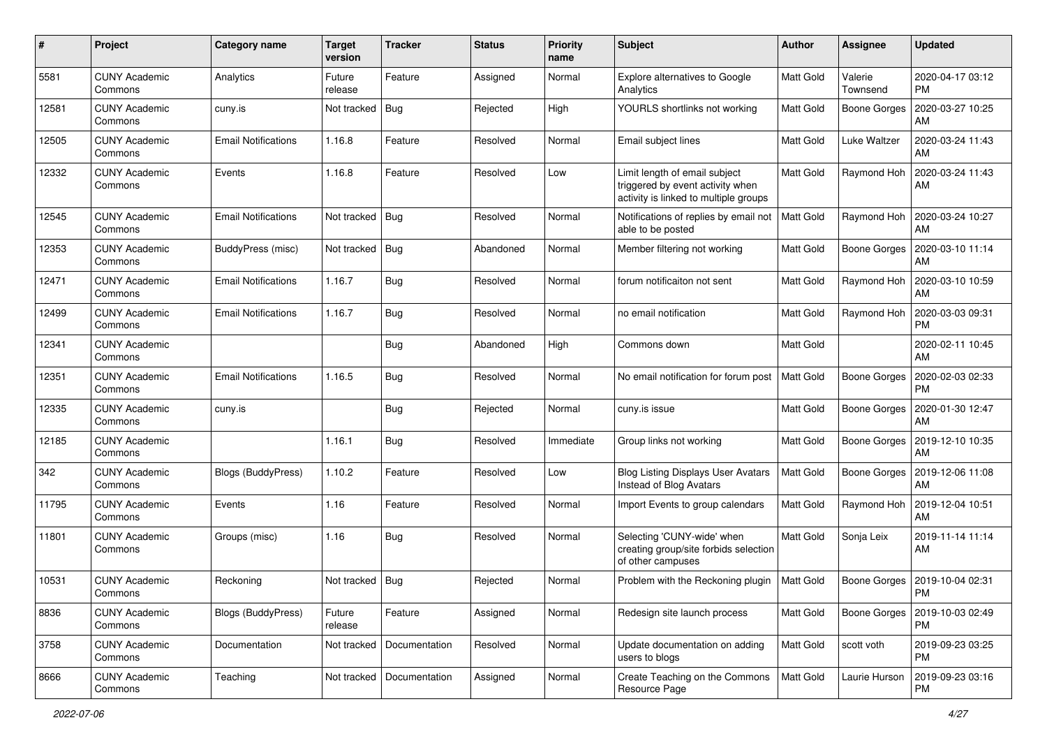| # | Project | Category name | Target version | Tracker | Status | Priority name | Subject | Author | Assignee | Updated |
|---|---|---|---|---|---|---|---|---|---|---|
| 5581 | CUNY Academic Commons | Analytics | Future release | Feature | Assigned | Normal | Explore alternatives to Google Analytics | Matt Gold | Valerie Townsend | 2020-04-17 03:12 PM |
| 12581 | CUNY Academic Commons | cuny.is | Not tracked | Bug | Rejected | High | YOURLS shortlinks not working | Matt Gold | Boone Gorges | 2020-03-27 10:25 AM |
| 12505 | CUNY Academic Commons | Email Notifications | 1.16.8 | Feature | Resolved | Normal | Email subject lines | Matt Gold | Luke Waltzer | 2020-03-24 11:43 AM |
| 12332 | CUNY Academic Commons | Events | 1.16.8 | Feature | Resolved | Low | Limit length of email subject triggered by event activity when activity is linked to multiple groups | Matt Gold | Raymond Hoh | 2020-03-24 11:43 AM |
| 12545 | CUNY Academic Commons | Email Notifications | Not tracked | Bug | Resolved | Normal | Notifications of replies by email not able to be posted | Matt Gold | Raymond Hoh | 2020-03-24 10:27 AM |
| 12353 | CUNY Academic Commons | BuddyPress (misc) | Not tracked | Bug | Abandoned | Normal | Member filtering not working | Matt Gold | Boone Gorges | 2020-03-10 11:14 AM |
| 12471 | CUNY Academic Commons | Email Notifications | 1.16.7 | Bug | Resolved | Normal | forum notificaiton not sent | Matt Gold | Raymond Hoh | 2020-03-10 10:59 AM |
| 12499 | CUNY Academic Commons | Email Notifications | 1.16.7 | Bug | Resolved | Normal | no email notification | Matt Gold | Raymond Hoh | 2020-03-03 09:31 PM |
| 12341 | CUNY Academic Commons | | | Bug | Abandoned | High | Commons down | Matt Gold | | 2020-02-11 10:45 AM |
| 12351 | CUNY Academic Commons | Email Notifications | 1.16.5 | Bug | Resolved | Normal | No email notification for forum post | Matt Gold | Boone Gorges | 2020-02-03 02:33 PM |
| 12335 | CUNY Academic Commons | cuny.is | | Bug | Rejected | Normal | cuny.is issue | Matt Gold | Boone Gorges | 2020-01-30 12:47 AM |
| 12185 | CUNY Academic Commons | | 1.16.1 | Bug | Resolved | Immediate | Group links not working | Matt Gold | Boone Gorges | 2019-12-10 10:35 AM |
| 342 | CUNY Academic Commons | Blogs (BuddyPress) | 1.10.2 | Feature | Resolved | Low | Blog Listing Displays User Avatars Instead of Blog Avatars | Matt Gold | Boone Gorges | 2019-12-06 11:08 AM |
| 11795 | CUNY Academic Commons | Events | 1.16 | Feature | Resolved | Normal | Import Events to group calendars | Matt Gold | Raymond Hoh | 2019-12-04 10:51 AM |
| 11801 | CUNY Academic Commons | Groups (misc) | 1.16 | Bug | Resolved | Normal | Selecting 'CUNY-wide' when creating group/site forbids selection of other campuses | Matt Gold | Sonja Leix | 2019-11-14 11:14 AM |
| 10531 | CUNY Academic Commons | Reckoning | Not tracked | Bug | Rejected | Normal | Problem with the Reckoning plugin | Matt Gold | Boone Gorges | 2019-10-04 02:31 PM |
| 8836 | CUNY Academic Commons | Blogs (BuddyPress) | Future release | Feature | Assigned | Normal | Redesign site launch process | Matt Gold | Boone Gorges | 2019-10-03 02:49 PM |
| 3758 | CUNY Academic Commons | Documentation | Not tracked | Documentation | Resolved | Normal | Update documentation on adding users to blogs | Matt Gold | scott voth | 2019-09-23 03:25 PM |
| 8666 | CUNY Academic Commons | Teaching | Not tracked | Documentation | Assigned | Normal | Create Teaching on the Commons Resource Page | Matt Gold | Laurie Hurson | 2019-09-23 03:16 PM |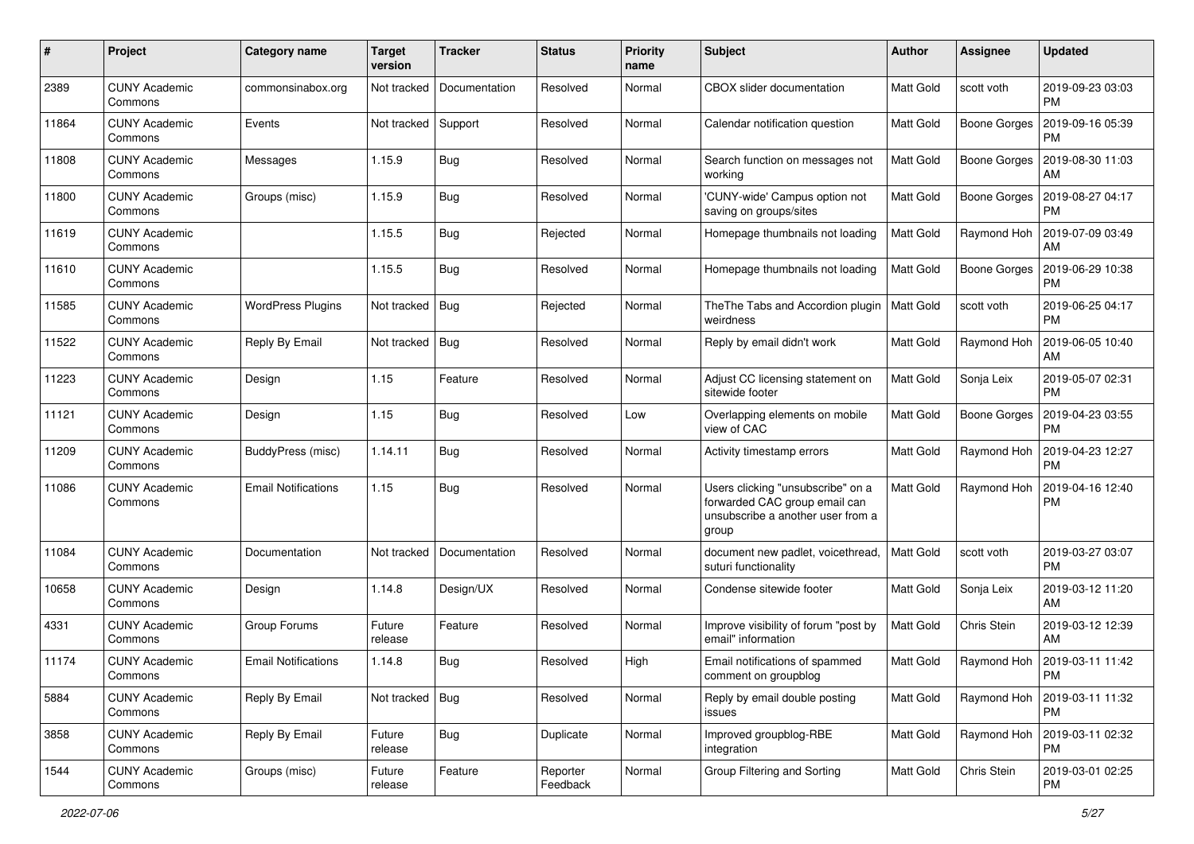| # | Project | Category name | Target version | Tracker | Status | Priority name | Subject | Author | Assignee | Updated |
|---|---|---|---|---|---|---|---|---|---|---|
| 2389 | CUNY Academic Commons | commonsinabox.org | Not tracked | Documentation | Resolved | Normal | CBOX slider documentation | Matt Gold | scott voth | 2019-09-23 03:03 PM |
| 11864 | CUNY Academic Commons | Events | Not tracked | Support | Resolved | Normal | Calendar notification question | Matt Gold | Boone Gorges | 2019-09-16 05:39 PM |
| 11808 | CUNY Academic Commons | Messages | 1.15.9 | Bug | Resolved | Normal | Search function on messages not working | Matt Gold | Boone Gorges | 2019-08-30 11:03 AM |
| 11800 | CUNY Academic Commons | Groups (misc) | 1.15.9 | Bug | Resolved | Normal | 'CUNY-wide' Campus option not saving on groups/sites | Matt Gold | Boone Gorges | 2019-08-27 04:17 PM |
| 11619 | CUNY Academic Commons | | 1.15.5 | Bug | Rejected | Normal | Homepage thumbnails not loading | Matt Gold | Raymond Hoh | 2019-07-09 03:49 AM |
| 11610 | CUNY Academic Commons | | 1.15.5 | Bug | Resolved | Normal | Homepage thumbnails not loading | Matt Gold | Boone Gorges | 2019-06-29 10:38 PM |
| 11585 | CUNY Academic Commons | WordPress Plugins | Not tracked | Bug | Rejected | Normal | TheThe Tabs and Accordion plugin weirdness | Matt Gold | scott voth | 2019-06-25 04:17 PM |
| 11522 | CUNY Academic Commons | Reply By Email | Not tracked | Bug | Resolved | Normal | Reply by email didn't work | Matt Gold | Raymond Hoh | 2019-06-05 10:40 AM |
| 11223 | CUNY Academic Commons | Design | 1.15 | Feature | Resolved | Normal | Adjust CC licensing statement on sitewide footer | Matt Gold | Sonja Leix | 2019-05-07 02:31 PM |
| 11121 | CUNY Academic Commons | Design | 1.15 | Bug | Resolved | Low | Overlapping elements on mobile view of CAC | Matt Gold | Boone Gorges | 2019-04-23 03:55 PM |
| 11209 | CUNY Academic Commons | BuddyPress (misc) | 1.14.11 | Bug | Resolved | Normal | Activity timestamp errors | Matt Gold | Raymond Hoh | 2019-04-23 12:27 PM |
| 11086 | CUNY Academic Commons | Email Notifications | 1.15 | Bug | Resolved | Normal | Users clicking "unsubscribe" on a forwarded CAC group email can unsubscribe a another user from a group | Matt Gold | Raymond Hoh | 2019-04-16 12:40 PM |
| 11084 | CUNY Academic Commons | Documentation | Not tracked | Documentation | Resolved | Normal | document new padlet, voicethread, suturi functionality | Matt Gold | scott voth | 2019-03-27 03:07 PM |
| 10658 | CUNY Academic Commons | Design | 1.14.8 | Design/UX | Resolved | Normal | Condense sitewide footer | Matt Gold | Sonja Leix | 2019-03-12 11:20 AM |
| 4331 | CUNY Academic Commons | Group Forums | Future release | Feature | Resolved | Normal | Improve visibility of forum "post by email" information | Matt Gold | Chris Stein | 2019-03-12 12:39 AM |
| 11174 | CUNY Academic Commons | Email Notifications | 1.14.8 | Bug | Resolved | High | Email notifications of spammed comment on groupblog | Matt Gold | Raymond Hoh | 2019-03-11 11:42 PM |
| 5884 | CUNY Academic Commons | Reply By Email | Not tracked | Bug | Resolved | Normal | Reply by email double posting issues | Matt Gold | Raymond Hoh | 2019-03-11 11:32 PM |
| 3858 | CUNY Academic Commons | Reply By Email | Future release | Bug | Duplicate | Normal | Improved groupblog-RBE integration | Matt Gold | Raymond Hoh | 2019-03-11 02:32 PM |
| 1544 | CUNY Academic Commons | Groups (misc) | Future release | Feature | Reporter Feedback | Normal | Group Filtering and Sorting | Matt Gold | Chris Stein | 2019-03-01 02:25 PM |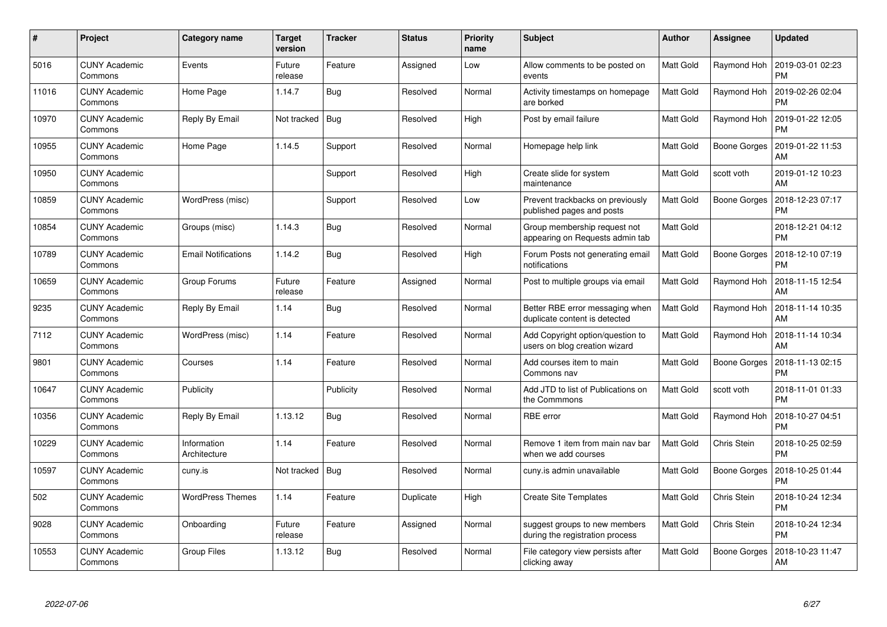| # | Project | Category name | Target version | Tracker | Status | Priority name | Subject | Author | Assignee | Updated |
|---|---|---|---|---|---|---|---|---|---|---|
| 5016 | CUNY Academic Commons | Events | Future release | Feature | Assigned | Low | Allow comments to be posted on events | Matt Gold | Raymond Hoh | 2019-03-01 02:23 PM |
| 11016 | CUNY Academic Commons | Home Page | 1.14.7 | Bug | Resolved | Normal | Activity timestamps on homepage are borked | Matt Gold | Raymond Hoh | 2019-02-26 02:04 PM |
| 10970 | CUNY Academic Commons | Reply By Email | Not tracked | Bug | Resolved | High | Post by email failure | Matt Gold | Raymond Hoh | 2019-01-22 12:05 PM |
| 10955 | CUNY Academic Commons | Home Page | 1.14.5 | Support | Resolved | Normal | Homepage help link | Matt Gold | Boone Gorges | 2019-01-22 11:53 AM |
| 10950 | CUNY Academic Commons | | | Support | Resolved | High | Create slide for system maintenance | Matt Gold | scott voth | 2019-01-12 10:23 AM |
| 10859 | CUNY Academic Commons | WordPress (misc) | | Support | Resolved | Low | Prevent trackbacks on previously published pages and posts | Matt Gold | Boone Gorges | 2018-12-23 07:17 PM |
| 10854 | CUNY Academic Commons | Groups (misc) | 1.14.3 | Bug | Resolved | Normal | Group membership request not appearing on Requests admin tab | Matt Gold | | 2018-12-21 04:12 PM |
| 10789 | CUNY Academic Commons | Email Notifications | 1.14.2 | Bug | Resolved | High | Forum Posts not generating email notifications | Matt Gold | Boone Gorges | 2018-12-10 07:19 PM |
| 10659 | CUNY Academic Commons | Group Forums | Future release | Feature | Assigned | Normal | Post to multiple groups via email | Matt Gold | Raymond Hoh | 2018-11-15 12:54 AM |
| 9235 | CUNY Academic Commons | Reply By Email | 1.14 | Bug | Resolved | Normal | Better RBE error messaging when duplicate content is detected | Matt Gold | Raymond Hoh | 2018-11-14 10:35 AM |
| 7112 | CUNY Academic Commons | WordPress (misc) | 1.14 | Feature | Resolved | Normal | Add Copyright option/question to users on blog creation wizard | Matt Gold | Raymond Hoh | 2018-11-14 10:34 AM |
| 9801 | CUNY Academic Commons | Courses | 1.14 | Feature | Resolved | Normal | Add courses item to main Commons nav | Matt Gold | Boone Gorges | 2018-11-13 02:15 PM |
| 10647 | CUNY Academic Commons | Publicity | | Publicity | Resolved | Normal | Add JTD to list of Publications on the Commmons | Matt Gold | scott voth | 2018-11-01 01:33 PM |
| 10356 | CUNY Academic Commons | Reply By Email | 1.13.12 | Bug | Resolved | Normal | RBE error | Matt Gold | Raymond Hoh | 2018-10-27 04:51 PM |
| 10229 | CUNY Academic Commons | Information Architecture | 1.14 | Feature | Resolved | Normal | Remove 1 item from main nav bar when we add courses | Matt Gold | Chris Stein | 2018-10-25 02:59 PM |
| 10597 | CUNY Academic Commons | cuny.is | Not tracked | Bug | Resolved | Normal | cuny.is admin unavailable | Matt Gold | Boone Gorges | 2018-10-25 01:44 PM |
| 502 | CUNY Academic Commons | WordPress Themes | 1.14 | Feature | Duplicate | High | Create Site Templates | Matt Gold | Chris Stein | 2018-10-24 12:34 PM |
| 9028 | CUNY Academic Commons | Onboarding | Future release | Feature | Assigned | Normal | suggest groups to new members during the registration process | Matt Gold | Chris Stein | 2018-10-24 12:34 PM |
| 10553 | CUNY Academic Commons | Group Files | 1.13.12 | Bug | Resolved | Normal | File category view persists after clicking away | Matt Gold | Boone Gorges | 2018-10-23 11:47 AM |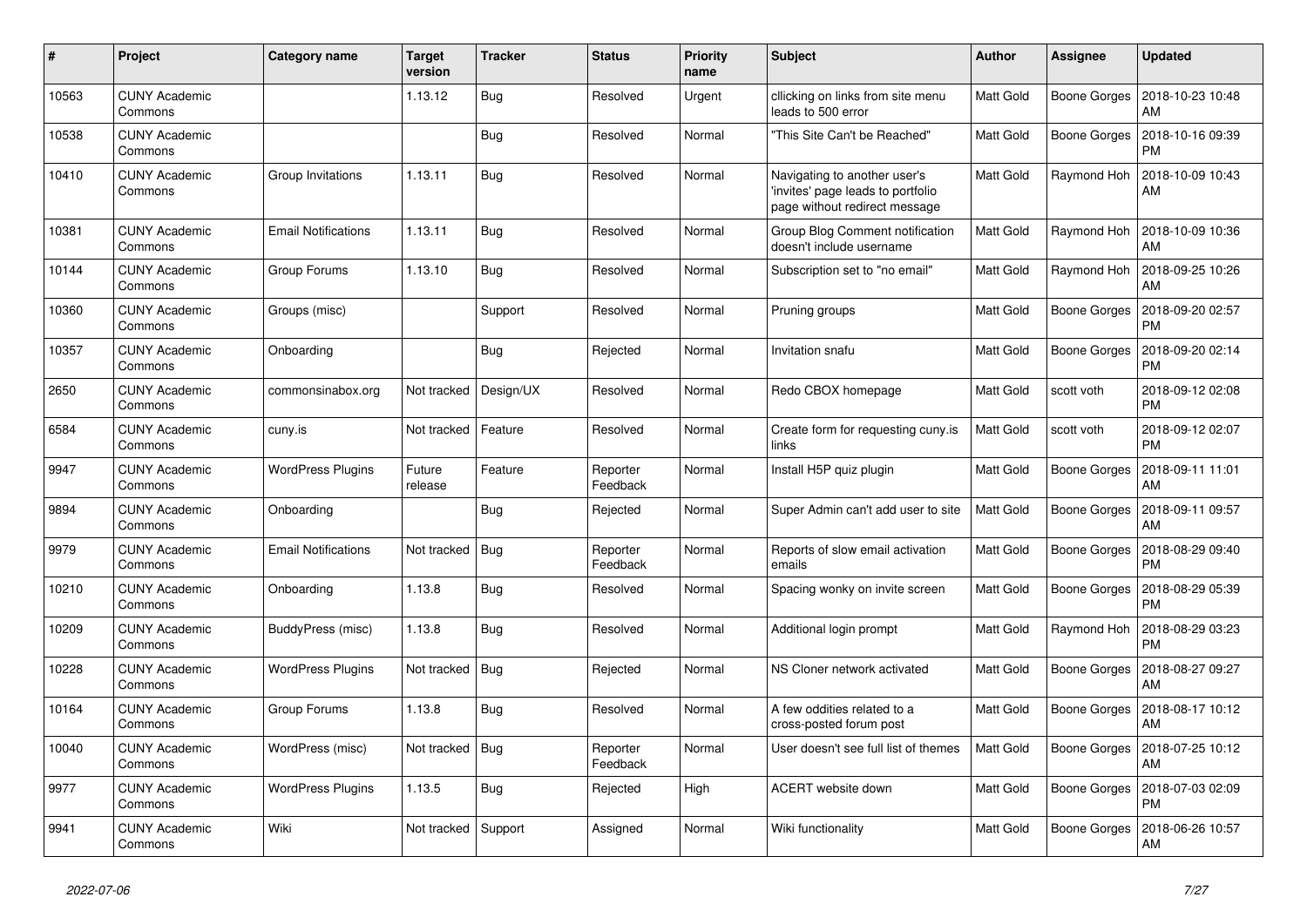| # | Project | Category name | Target version | Tracker | Status | Priority name | Subject | Author | Assignee | Updated |
|---|---|---|---|---|---|---|---|---|---|---|
| 10563 | CUNY Academic Commons | | 1.13.12 | Bug | Resolved | Urgent | cllicking on links from site menu leads to 500 error | Matt Gold | Boone Gorges | 2018-10-23 10:48 AM |
| 10538 | CUNY Academic Commons | | | Bug | Resolved | Normal | "This Site Can't be Reached" | Matt Gold | Boone Gorges | 2018-10-16 09:39 PM |
| 10410 | CUNY Academic Commons | Group Invitations | 1.13.11 | Bug | Resolved | Normal | Navigating to another user's 'invites' page leads to portfolio page without redirect message | Matt Gold | Raymond Hoh | 2018-10-09 10:43 AM |
| 10381 | CUNY Academic Commons | Email Notifications | 1.13.11 | Bug | Resolved | Normal | Group Blog Comment notification doesn't include username | Matt Gold | Raymond Hoh | 2018-10-09 10:36 AM |
| 10144 | CUNY Academic Commons | Group Forums | 1.13.10 | Bug | Resolved | Normal | Subscription set to "no email" | Matt Gold | Raymond Hoh | 2018-09-25 10:26 AM |
| 10360 | CUNY Academic Commons | Groups (misc) | | Support | Resolved | Normal | Pruning groups | Matt Gold | Boone Gorges | 2018-09-20 02:57 PM |
| 10357 | CUNY Academic Commons | Onboarding | | Bug | Rejected | Normal | Invitation snafu | Matt Gold | Boone Gorges | 2018-09-20 02:14 PM |
| 2650 | CUNY Academic Commons | commonsinabox.org | Not tracked | Design/UX | Resolved | Normal | Redo CBOX homepage | Matt Gold | scott voth | 2018-09-12 02:08 PM |
| 6584 | CUNY Academic Commons | cuny.is | Not tracked | Feature | Resolved | Normal | Create form for requesting cuny.is links | Matt Gold | scott voth | 2018-09-12 02:07 PM |
| 9947 | CUNY Academic Commons | WordPress Plugins | Future release | Feature | Reporter Feedback | Normal | Install H5P quiz plugin | Matt Gold | Boone Gorges | 2018-09-11 11:01 AM |
| 9894 | CUNY Academic Commons | Onboarding | | Bug | Rejected | Normal | Super Admin can't add user to site | Matt Gold | Boone Gorges | 2018-09-11 09:57 AM |
| 9979 | CUNY Academic Commons | Email Notifications | Not tracked | Bug | Reporter Feedback | Normal | Reports of slow email activation emails | Matt Gold | Boone Gorges | 2018-08-29 09:40 PM |
| 10210 | CUNY Academic Commons | Onboarding | 1.13.8 | Bug | Resolved | Normal | Spacing wonky on invite screen | Matt Gold | Boone Gorges | 2018-08-29 05:39 PM |
| 10209 | CUNY Academic Commons | BuddyPress (misc) | 1.13.8 | Bug | Resolved | Normal | Additional login prompt | Matt Gold | Raymond Hoh | 2018-08-29 03:23 PM |
| 10228 | CUNY Academic Commons | WordPress Plugins | Not tracked | Bug | Rejected | Normal | NS Cloner network activated | Matt Gold | Boone Gorges | 2018-08-27 09:27 AM |
| 10164 | CUNY Academic Commons | Group Forums | 1.13.8 | Bug | Resolved | Normal | A few oddities related to a cross-posted forum post | Matt Gold | Boone Gorges | 2018-08-17 10:12 AM |
| 10040 | CUNY Academic Commons | WordPress (misc) | Not tracked | Bug | Reporter Feedback | Normal | User doesn't see full list of themes | Matt Gold | Boone Gorges | 2018-07-25 10:12 AM |
| 9977 | CUNY Academic Commons | WordPress Plugins | 1.13.5 | Bug | Rejected | High | ACERT website down | Matt Gold | Boone Gorges | 2018-07-03 02:09 PM |
| 9941 | CUNY Academic Commons | Wiki | Not tracked | Support | Assigned | Normal | Wiki functionality | Matt Gold | Boone Gorges | 2018-06-26 10:57 AM |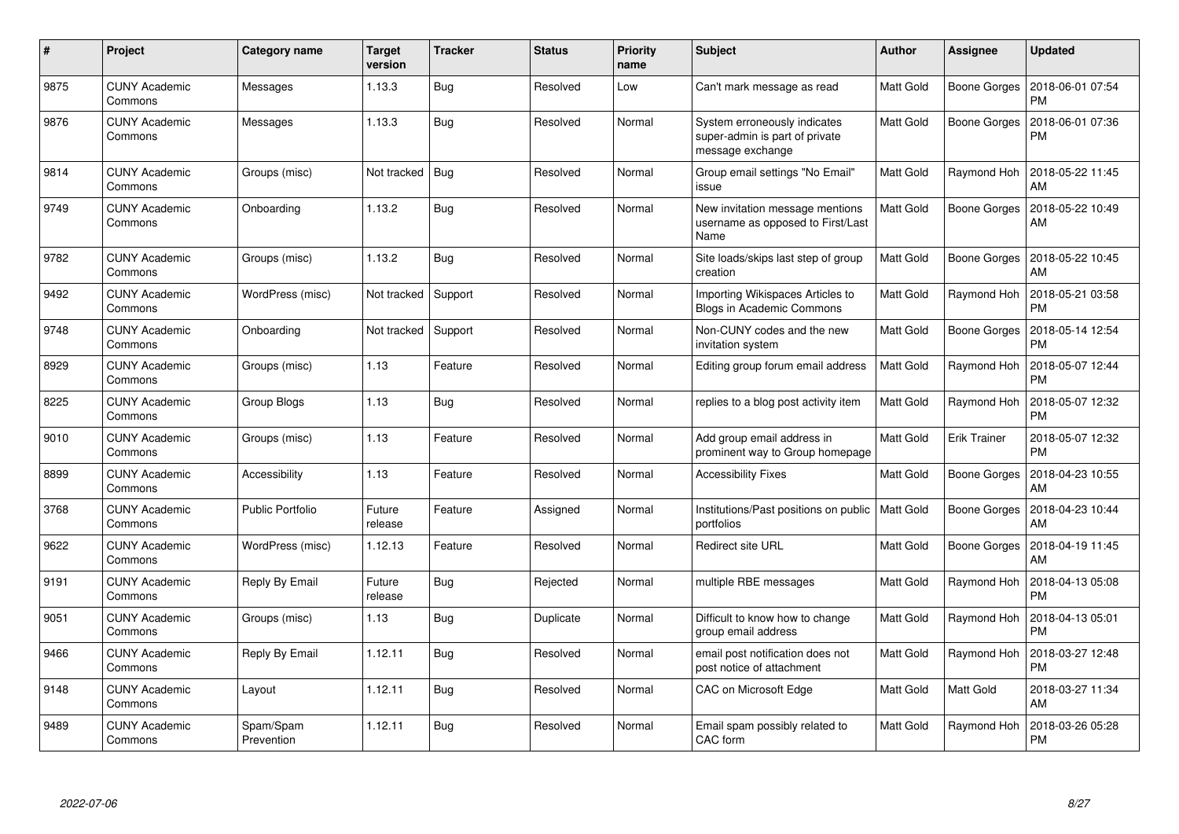| # | Project | Category name | Target version | Tracker | Status | Priority name | Subject | Author | Assignee | Updated |
|---|---|---|---|---|---|---|---|---|---|---|
| 9875 | CUNY Academic Commons | Messages | 1.13.3 | Bug | Resolved | Low | Can't mark message as read | Matt Gold | Boone Gorges | 2018-06-01 07:54 PM |
| 9876 | CUNY Academic Commons | Messages | 1.13.3 | Bug | Resolved | Normal | System erroneously indicates super-admin is part of private message exchange | Matt Gold | Boone Gorges | 2018-06-01 07:36 PM |
| 9814 | CUNY Academic Commons | Groups (misc) | Not tracked | Bug | Resolved | Normal | Group email settings "No Email" issue | Matt Gold | Raymond Hoh | 2018-05-22 11:45 AM |
| 9749 | CUNY Academic Commons | Onboarding | 1.13.2 | Bug | Resolved | Normal | New invitation message mentions username as opposed to First/Last Name | Matt Gold | Boone Gorges | 2018-05-22 10:49 AM |
| 9782 | CUNY Academic Commons | Groups (misc) | 1.13.2 | Bug | Resolved | Normal | Site loads/skips last step of group creation | Matt Gold | Boone Gorges | 2018-05-22 10:45 AM |
| 9492 | CUNY Academic Commons | WordPress (misc) | Not tracked | Support | Resolved | Normal | Importing Wikispaces Articles to Blogs in Academic Commons | Matt Gold | Raymond Hoh | 2018-05-21 03:58 PM |
| 9748 | CUNY Academic Commons | Onboarding | Not tracked | Support | Resolved | Normal | Non-CUNY codes and the new invitation system | Matt Gold | Boone Gorges | 2018-05-14 12:54 PM |
| 8929 | CUNY Academic Commons | Groups (misc) | 1.13 | Feature | Resolved | Normal | Editing group forum email address | Matt Gold | Raymond Hoh | 2018-05-07 12:44 PM |
| 8225 | CUNY Academic Commons | Group Blogs | 1.13 | Bug | Resolved | Normal | replies to a blog post activity item | Matt Gold | Raymond Hoh | 2018-05-07 12:32 PM |
| 9010 | CUNY Academic Commons | Groups (misc) | 1.13 | Feature | Resolved | Normal | Add group email address in prominent way to Group homepage | Matt Gold | Erik Trainer | 2018-05-07 12:32 PM |
| 8899 | CUNY Academic Commons | Accessibility | 1.13 | Feature | Resolved | Normal | Accessibility Fixes | Matt Gold | Boone Gorges | 2018-04-23 10:55 AM |
| 3768 | CUNY Academic Commons | Public Portfolio | Future release | Feature | Assigned | Normal | Institutions/Past positions on public portfolios | Matt Gold | Boone Gorges | 2018-04-23 10:44 AM |
| 9622 | CUNY Academic Commons | WordPress (misc) | 1.12.13 | Feature | Resolved | Normal | Redirect site URL | Matt Gold | Boone Gorges | 2018-04-19 11:45 AM |
| 9191 | CUNY Academic Commons | Reply By Email | Future release | Bug | Rejected | Normal | multiple RBE messages | Matt Gold | Raymond Hoh | 2018-04-13 05:08 PM |
| 9051 | CUNY Academic Commons | Groups (misc) | 1.13 | Bug | Duplicate | Normal | Difficult to know how to change group email address | Matt Gold | Raymond Hoh | 2018-04-13 05:01 PM |
| 9466 | CUNY Academic Commons | Reply By Email | 1.12.11 | Bug | Resolved | Normal | email post notification does not post notice of attachment | Matt Gold | Raymond Hoh | 2018-03-27 12:48 PM |
| 9148 | CUNY Academic Commons | Layout | 1.12.11 | Bug | Resolved | Normal | CAC on Microsoft Edge | Matt Gold | Matt Gold | 2018-03-27 11:34 AM |
| 9489 | CUNY Academic Commons | Spam/Spam Prevention | 1.12.11 | Bug | Resolved | Normal | Email spam possibly related to CAC form | Matt Gold | Raymond Hoh | 2018-03-26 05:28 PM |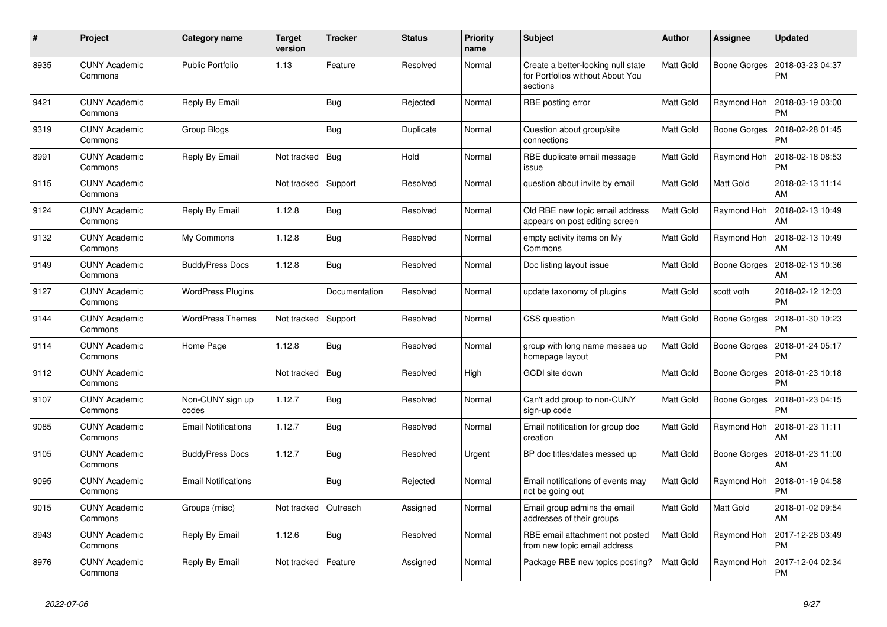| # | Project | Category name | Target version | Tracker | Status | Priority name | Subject | Author | Assignee | Updated |
|---|---|---|---|---|---|---|---|---|---|---|
| 8935 | CUNY Academic Commons | Public Portfolio | 1.13 | Feature | Resolved | Normal | Create a better-looking null state for Portfolios without About You sections | Matt Gold | Boone Gorges | 2018-03-23 04:37 PM |
| 9421 | CUNY Academic Commons | Reply By Email | | Bug | Rejected | Normal | RBE posting error | Matt Gold | Raymond Hoh | 2018-03-19 03:00 PM |
| 9319 | CUNY Academic Commons | Group Blogs | | Bug | Duplicate | Normal | Question about group/site connections | Matt Gold | Boone Gorges | 2018-02-28 01:45 PM |
| 8991 | CUNY Academic Commons | Reply By Email | Not tracked | Bug | Hold | Normal | RBE duplicate email message issue | Matt Gold | Raymond Hoh | 2018-02-18 08:53 PM |
| 9115 | CUNY Academic Commons | | Not tracked | Support | Resolved | Normal | question about invite by email | Matt Gold | Matt Gold | 2018-02-13 11:14 AM |
| 9124 | CUNY Academic Commons | Reply By Email | 1.12.8 | Bug | Resolved | Normal | Old RBE new topic email address appears on post editing screen | Matt Gold | Raymond Hoh | 2018-02-13 10:49 AM |
| 9132 | CUNY Academic Commons | My Commons | 1.12.8 | Bug | Resolved | Normal | empty activity items on My Commons | Matt Gold | Raymond Hoh | 2018-02-13 10:49 AM |
| 9149 | CUNY Academic Commons | BuddyPress Docs | 1.12.8 | Bug | Resolved | Normal | Doc listing layout issue | Matt Gold | Boone Gorges | 2018-02-13 10:36 AM |
| 9127 | CUNY Academic Commons | WordPress Plugins | | Documentation | Resolved | Normal | update taxonomy of plugins | Matt Gold | scott voth | 2018-02-12 12:03 PM |
| 9144 | CUNY Academic Commons | WordPress Themes | Not tracked | Support | Resolved | Normal | CSS question | Matt Gold | Boone Gorges | 2018-01-30 10:23 PM |
| 9114 | CUNY Academic Commons | Home Page | 1.12.8 | Bug | Resolved | Normal | group with long name messes up homepage layout | Matt Gold | Boone Gorges | 2018-01-24 05:17 PM |
| 9112 | CUNY Academic Commons | | Not tracked | Bug | Resolved | High | GCDI site down | Matt Gold | Boone Gorges | 2018-01-23 10:18 PM |
| 9107 | CUNY Academic Commons | Non-CUNY sign up codes | 1.12.7 | Bug | Resolved | Normal | Can't add group to non-CUNY sign-up code | Matt Gold | Boone Gorges | 2018-01-23 04:15 PM |
| 9085 | CUNY Academic Commons | Email Notifications | 1.12.7 | Bug | Resolved | Normal | Email notification for group doc creation | Matt Gold | Raymond Hoh | 2018-01-23 11:11 AM |
| 9105 | CUNY Academic Commons | BuddyPress Docs | 1.12.7 | Bug | Resolved | Urgent | BP doc titles/dates messed up | Matt Gold | Boone Gorges | 2018-01-23 11:00 AM |
| 9095 | CUNY Academic Commons | Email Notifications | | Bug | Rejected | Normal | Email notifications of events may not be going out | Matt Gold | Raymond Hoh | 2018-01-19 04:58 PM |
| 9015 | CUNY Academic Commons | Groups (misc) | Not tracked | Outreach | Assigned | Normal | Email group admins the email addresses of their groups | Matt Gold | Matt Gold | 2018-01-02 09:54 AM |
| 8943 | CUNY Academic Commons | Reply By Email | 1.12.6 | Bug | Resolved | Normal | RBE email attachment not posted from new topic email address | Matt Gold | Raymond Hoh | 2017-12-28 03:49 PM |
| 8976 | CUNY Academic Commons | Reply By Email | Not tracked | Feature | Assigned | Normal | Package RBE new topics posting? | Matt Gold | Raymond Hoh | 2017-12-04 02:34 PM |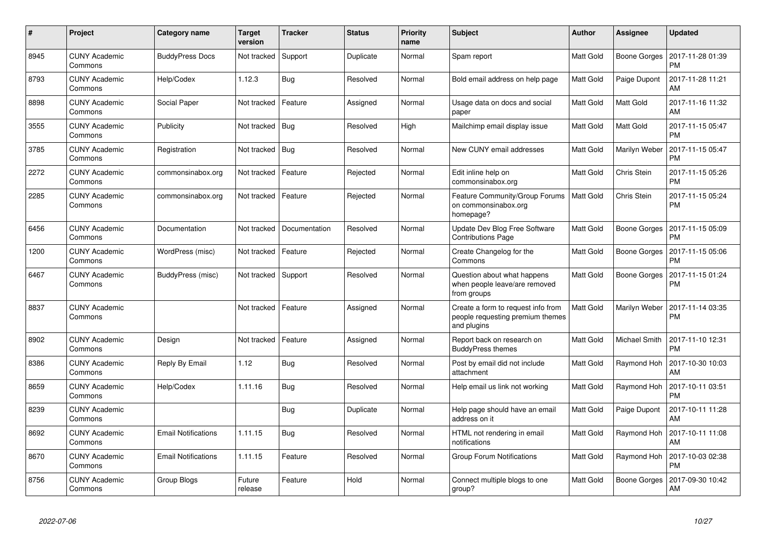| # | Project | Category name | Target version | Tracker | Status | Priority name | Subject | Author | Assignee | Updated |
|---|---|---|---|---|---|---|---|---|---|---|
| 8945 | CUNY Academic Commons | BuddyPress Docs | Not tracked | Support | Duplicate | Normal | Spam report | Matt Gold | Boone Gorges | 2017-11-28 01:39 PM |
| 8793 | CUNY Academic Commons | Help/Codex | 1.12.3 | Bug | Resolved | Normal | Bold email address on help page | Matt Gold | Paige Dupont | 2017-11-28 11:21 AM |
| 8898 | CUNY Academic Commons | Social Paper | Not tracked | Feature | Assigned | Normal | Usage data on docs and social paper | Matt Gold | Matt Gold | 2017-11-16 11:32 AM |
| 3555 | CUNY Academic Commons | Publicity | Not tracked | Bug | Resolved | High | Mailchimp email display issue | Matt Gold | Matt Gold | 2017-11-15 05:47 PM |
| 3785 | CUNY Academic Commons | Registration | Not tracked | Bug | Resolved | Normal | New CUNY email addresses | Matt Gold | Marilyn Weber | 2017-11-15 05:47 PM |
| 2272 | CUNY Academic Commons | commonsinabox.org | Not tracked | Feature | Rejected | Normal | Edit inline help on commonsinabox.org | Matt Gold | Chris Stein | 2017-11-15 05:26 PM |
| 2285 | CUNY Academic Commons | commonsinabox.org | Not tracked | Feature | Rejected | Normal | Feature Community/Group Forums on commonsinabox.org homepage? | Matt Gold | Chris Stein | 2017-11-15 05:24 PM |
| 6456 | CUNY Academic Commons | Documentation | Not tracked | Documentation | Resolved | Normal | Update Dev Blog Free Software Contributions Page | Matt Gold | Boone Gorges | 2017-11-15 05:09 PM |
| 1200 | CUNY Academic Commons | WordPress (misc) | Not tracked | Feature | Rejected | Normal | Create Changelog for the Commons | Matt Gold | Boone Gorges | 2017-11-15 05:06 PM |
| 6467 | CUNY Academic Commons | BuddyPress (misc) | Not tracked | Support | Resolved | Normal | Question about what happens when people leave/are removed from groups | Matt Gold | Boone Gorges | 2017-11-15 01:24 PM |
| 8837 | CUNY Academic Commons | | Not tracked | Feature | Assigned | Normal | Create a form to request info from people requesting premium themes and plugins | Matt Gold | Marilyn Weber | 2017-11-14 03:35 PM |
| 8902 | CUNY Academic Commons | Design | Not tracked | Feature | Assigned | Normal | Report back on research on BuddyPress themes | Matt Gold | Michael Smith | 2017-11-10 12:31 PM |
| 8386 | CUNY Academic Commons | Reply By Email | 1.12 | Bug | Resolved | Normal | Post by email did not include attachment | Matt Gold | Raymond Hoh | 2017-10-30 10:03 AM |
| 8659 | CUNY Academic Commons | Help/Codex | 1.11.16 | Bug | Resolved | Normal | Help email us link not working | Matt Gold | Raymond Hoh | 2017-10-11 03:51 PM |
| 8239 | CUNY Academic Commons | | | Bug | Duplicate | Normal | Help page should have an email address on it | Matt Gold | Paige Dupont | 2017-10-11 11:28 AM |
| 8692 | CUNY Academic Commons | Email Notifications | 1.11.15 | Bug | Resolved | Normal | HTML not rendering in email notifications | Matt Gold | Raymond Hoh | 2017-10-11 11:08 AM |
| 8670 | CUNY Academic Commons | Email Notifications | 1.11.15 | Feature | Resolved | Normal | Group Forum Notifications | Matt Gold | Raymond Hoh | 2017-10-03 02:38 PM |
| 8756 | CUNY Academic Commons | Group Blogs | Future release | Feature | Hold | Normal | Connect multiple blogs to one group? | Matt Gold | Boone Gorges | 2017-09-30 10:42 AM |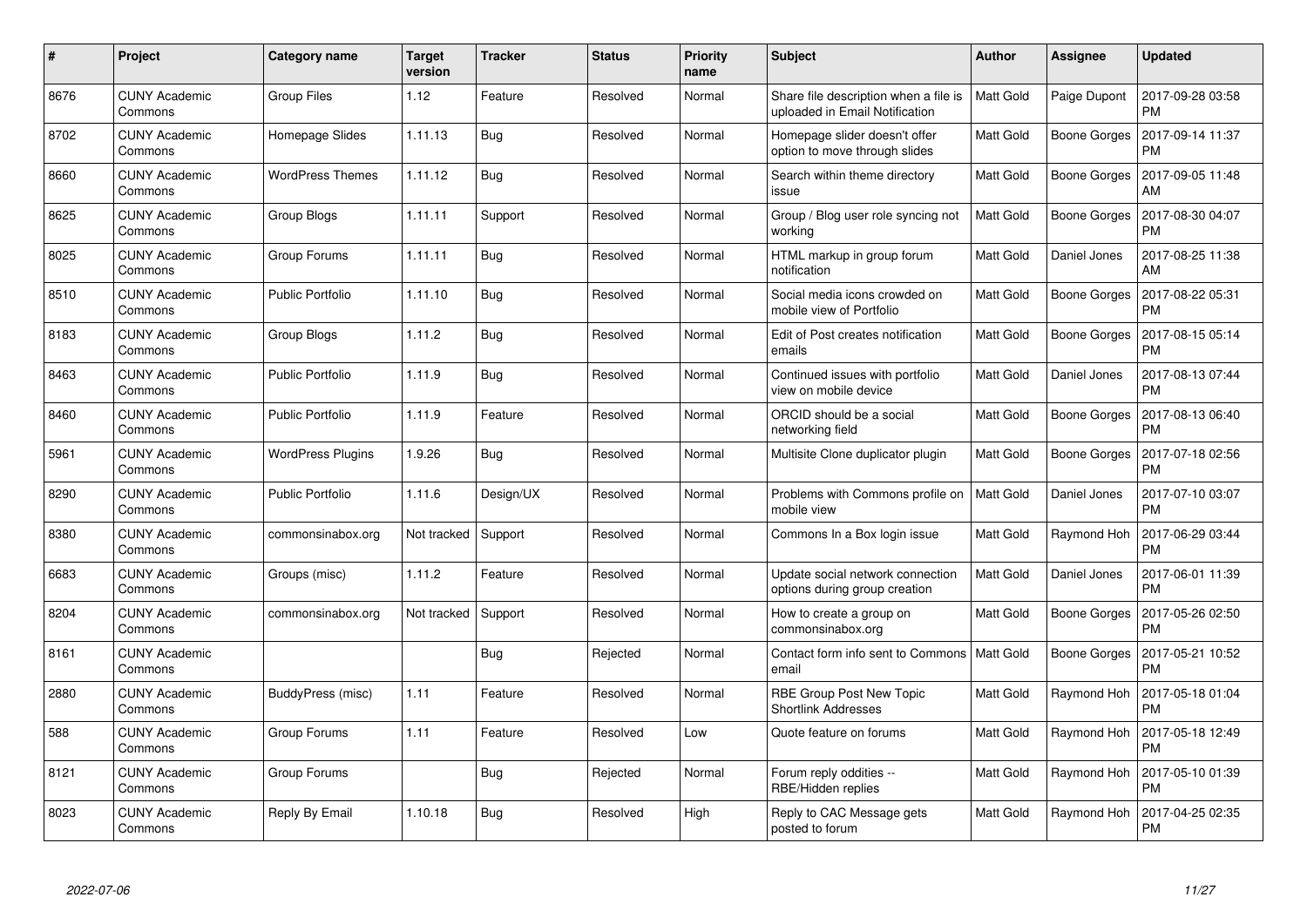| # | Project | Category name | Target version | Tracker | Status | Priority name | Subject | Author | Assignee | Updated |
|---|---|---|---|---|---|---|---|---|---|---|
| 8676 | CUNY Academic Commons | Group Files | 1.12 | Feature | Resolved | Normal | Share file description when a file is uploaded in Email Notification | Matt Gold | Paige Dupont | 2017-09-28 03:58 PM |
| 8702 | CUNY Academic Commons | Homepage Slides | 1.11.13 | Bug | Resolved | Normal | Homepage slider doesn't offer option to move through slides | Matt Gold | Boone Gorges | 2017-09-14 11:37 PM |
| 8660 | CUNY Academic Commons | WordPress Themes | 1.11.12 | Bug | Resolved | Normal | Search within theme directory issue | Matt Gold | Boone Gorges | 2017-09-05 11:48 AM |
| 8625 | CUNY Academic Commons | Group Blogs | 1.11.11 | Support | Resolved | Normal | Group / Blog user role syncing not working | Matt Gold | Boone Gorges | 2017-08-30 04:07 PM |
| 8025 | CUNY Academic Commons | Group Forums | 1.11.11 | Bug | Resolved | Normal | HTML markup in group forum notification | Matt Gold | Daniel Jones | 2017-08-25 11:38 AM |
| 8510 | CUNY Academic Commons | Public Portfolio | 1.11.10 | Bug | Resolved | Normal | Social media icons crowded on mobile view of Portfolio | Matt Gold | Boone Gorges | 2017-08-22 05:31 PM |
| 8183 | CUNY Academic Commons | Group Blogs | 1.11.2 | Bug | Resolved | Normal | Edit of Post creates notification emails | Matt Gold | Boone Gorges | 2017-08-15 05:14 PM |
| 8463 | CUNY Academic Commons | Public Portfolio | 1.11.9 | Bug | Resolved | Normal | Continued issues with portfolio view on mobile device | Matt Gold | Daniel Jones | 2017-08-13 07:44 PM |
| 8460 | CUNY Academic Commons | Public Portfolio | 1.11.9 | Feature | Resolved | Normal | ORCID should be a social networking field | Matt Gold | Boone Gorges | 2017-08-13 06:40 PM |
| 5961 | CUNY Academic Commons | WordPress Plugins | 1.9.26 | Bug | Resolved | Normal | Multisite Clone duplicator plugin | Matt Gold | Boone Gorges | 2017-07-18 02:56 PM |
| 8290 | CUNY Academic Commons | Public Portfolio | 1.11.6 | Design/UX | Resolved | Normal | Problems with Commons profile on mobile view | Matt Gold | Daniel Jones | 2017-07-10 03:07 PM |
| 8380 | CUNY Academic Commons | commonsinabox.org | Not tracked | Support | Resolved | Normal | Commons In a Box login issue | Matt Gold | Raymond Hoh | 2017-06-29 03:44 PM |
| 6683 | CUNY Academic Commons | Groups (misc) | 1.11.2 | Feature | Resolved | Normal | Update social network connection options during group creation | Matt Gold | Daniel Jones | 2017-06-01 11:39 PM |
| 8204 | CUNY Academic Commons | commonsinabox.org | Not tracked | Support | Resolved | Normal | How to create a group on commonsinabox.org | Matt Gold | Boone Gorges | 2017-05-26 02:50 PM |
| 8161 | CUNY Academic Commons | | | Bug | Rejected | Normal | Contact form info sent to Commons email | Matt Gold | Boone Gorges | 2017-05-21 10:52 PM |
| 2880 | CUNY Academic Commons | BuddyPress (misc) | 1.11 | Feature | Resolved | Normal | RBE Group Post New Topic Shortlink Addresses | Matt Gold | Raymond Hoh | 2017-05-18 01:04 PM |
| 588 | CUNY Academic Commons | Group Forums | 1.11 | Feature | Resolved | Low | Quote feature on forums | Matt Gold | Raymond Hoh | 2017-05-18 12:49 PM |
| 8121 | CUNY Academic Commons | Group Forums | | Bug | Rejected | Normal | Forum reply oddities -- RBE/Hidden replies | Matt Gold | Raymond Hoh | 2017-05-10 01:39 PM |
| 8023 | CUNY Academic Commons | Reply By Email | 1.10.18 | Bug | Resolved | High | Reply to CAC Message gets posted to forum | Matt Gold | Raymond Hoh | 2017-04-25 02:35 PM |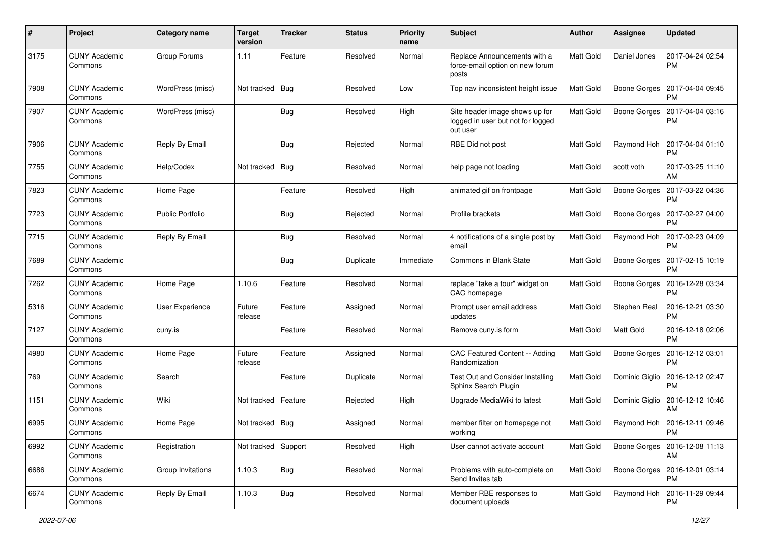| # | Project | Category name | Target version | Tracker | Status | Priority name | Subject | Author | Assignee | Updated |
|---|---|---|---|---|---|---|---|---|---|---|
| 3175 | CUNY Academic Commons | Group Forums | 1.11 | Feature | Resolved | Normal | Replace Announcements with a force-email option on new forum posts | Matt Gold | Daniel Jones | 2017-04-24 02:54 PM |
| 7908 | CUNY Academic Commons | WordPress (misc) | Not tracked | Bug | Resolved | Low | Top nav inconsistent height issue | Matt Gold | Boone Gorges | 2017-04-04 09:45 PM |
| 7907 | CUNY Academic Commons | WordPress (misc) | | Bug | Resolved | High | Site header image shows up for logged in user but not for logged out user | Matt Gold | Boone Gorges | 2017-04-04 03:16 PM |
| 7906 | CUNY Academic Commons | Reply By Email | | Bug | Rejected | Normal | RBE Did not post | Matt Gold | Raymond Hoh | 2017-04-04 01:10 PM |
| 7755 | CUNY Academic Commons | Help/Codex | Not tracked | Bug | Resolved | Normal | help page not loading | Matt Gold | scott voth | 2017-03-25 11:10 AM |
| 7823 | CUNY Academic Commons | Home Page | | Feature | Resolved | High | animated gif on frontpage | Matt Gold | Boone Gorges | 2017-03-22 04:36 PM |
| 7723 | CUNY Academic Commons | Public Portfolio | | Bug | Rejected | Normal | Profile brackets | Matt Gold | Boone Gorges | 2017-02-27 04:00 PM |
| 7715 | CUNY Academic Commons | Reply By Email | | Bug | Resolved | Normal | 4 notifications of a single post by email | Matt Gold | Raymond Hoh | 2017-02-23 04:09 PM |
| 7689 | CUNY Academic Commons | | | Bug | Duplicate | Immediate | Commons in Blank State | Matt Gold | Boone Gorges | 2017-02-15 10:19 PM |
| 7262 | CUNY Academic Commons | Home Page | 1.10.6 | Feature | Resolved | Normal | replace "take a tour" widget on CAC homepage | Matt Gold | Boone Gorges | 2016-12-28 03:34 PM |
| 5316 | CUNY Academic Commons | User Experience | Future release | Feature | Assigned | Normal | Prompt user email address updates | Matt Gold | Stephen Real | 2016-12-21 03:30 PM |
| 7127 | CUNY Academic Commons | cuny.is | | Feature | Resolved | Normal | Remove cuny.is form | Matt Gold | Matt Gold | 2016-12-18 02:06 PM |
| 4980 | CUNY Academic Commons | Home Page | Future release | Feature | Assigned | Normal | CAC Featured Content -- Adding Randomization | Matt Gold | Boone Gorges | 2016-12-12 03:01 PM |
| 769 | CUNY Academic Commons | Search | | Feature | Duplicate | Normal | Test Out and Consider Installing Sphinx Search Plugin | Matt Gold | Dominic Giglio | 2016-12-12 02:47 PM |
| 1151 | CUNY Academic Commons | Wiki | Not tracked | Feature | Rejected | High | Upgrade MediaWiki to latest | Matt Gold | Dominic Giglio | 2016-12-12 10:46 AM |
| 6995 | CUNY Academic Commons | Home Page | Not tracked | Bug | Assigned | Normal | member filter on homepage not working | Matt Gold | Raymond Hoh | 2016-12-11 09:46 PM |
| 6992 | CUNY Academic Commons | Registration | Not tracked | Support | Resolved | High | User cannot activate account | Matt Gold | Boone Gorges | 2016-12-08 11:13 AM |
| 6686 | CUNY Academic Commons | Group Invitations | 1.10.3 | Bug | Resolved | Normal | Problems with auto-complete on Send Invites tab | Matt Gold | Boone Gorges | 2016-12-01 03:14 PM |
| 6674 | CUNY Academic Commons | Reply By Email | 1.10.3 | Bug | Resolved | Normal | Member RBE responses to document uploads | Matt Gold | Raymond Hoh | 2016-11-29 09:44 PM |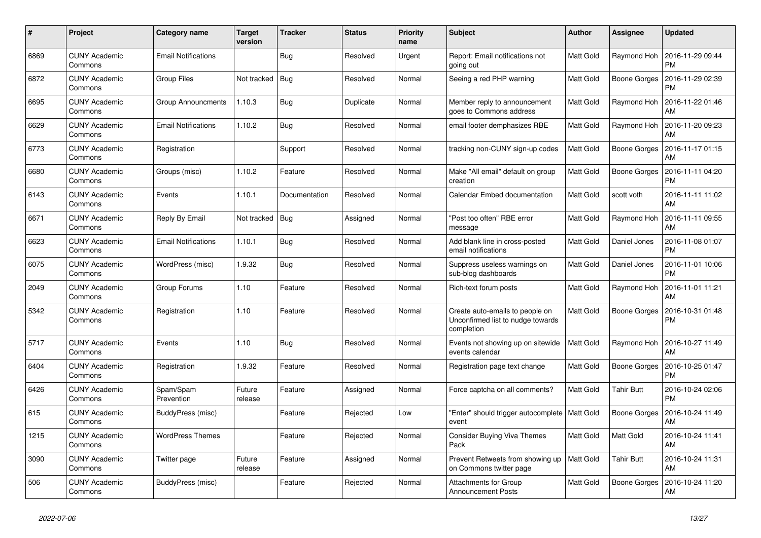| # | Project | Category name | Target version | Tracker | Status | Priority name | Subject | Author | Assignee | Updated |
|---|---|---|---|---|---|---|---|---|---|---|
| 6869 | CUNY Academic Commons | Email Notifications | | Bug | Resolved | Urgent | Report: Email notifications not going out | Matt Gold | Raymond Hoh | 2016-11-29 09:44 PM |
| 6872 | CUNY Academic Commons | Group Files | Not tracked | Bug | Resolved | Normal | Seeing a red PHP warning | Matt Gold | Boone Gorges | 2016-11-29 02:39 PM |
| 6695 | CUNY Academic Commons | Group Announcments | 1.10.3 | Bug | Duplicate | Normal | Member reply to announcement goes to Commons address | Matt Gold | Raymond Hoh | 2016-11-22 01:46 AM |
| 6629 | CUNY Academic Commons | Email Notifications | 1.10.2 | Bug | Resolved | Normal | email footer demphasizes RBE | Matt Gold | Raymond Hoh | 2016-11-20 09:23 AM |
| 6773 | CUNY Academic Commons | Registration | | Support | Resolved | Normal | tracking non-CUNY sign-up codes | Matt Gold | Boone Gorges | 2016-11-17 01:15 AM |
| 6680 | CUNY Academic Commons | Groups (misc) | 1.10.2 | Feature | Resolved | Normal | Make "All email" default on group creation | Matt Gold | Boone Gorges | 2016-11-11 04:20 PM |
| 6143 | CUNY Academic Commons | Events | 1.10.1 | Documentation | Resolved | Normal | Calendar Embed documentation | Matt Gold | scott voth | 2016-11-11 11:02 AM |
| 6671 | CUNY Academic Commons | Reply By Email | Not tracked | Bug | Assigned | Normal | "Post too often" RBE error message | Matt Gold | Raymond Hoh | 2016-11-11 09:55 AM |
| 6623 | CUNY Academic Commons | Email Notifications | 1.10.1 | Bug | Resolved | Normal | Add blank line in cross-posted email notifications | Matt Gold | Daniel Jones | 2016-11-08 01:07 PM |
| 6075 | CUNY Academic Commons | WordPress (misc) | 1.9.32 | Bug | Resolved | Normal | Suppress useless warnings on sub-blog dashboards | Matt Gold | Daniel Jones | 2016-11-01 10:06 PM |
| 2049 | CUNY Academic Commons | Group Forums | 1.10 | Feature | Resolved | Normal | Rich-text forum posts | Matt Gold | Raymond Hoh | 2016-11-01 11:21 AM |
| 5342 | CUNY Academic Commons | Registration | 1.10 | Feature | Resolved | Normal | Create auto-emails to people on Unconfirmed list to nudge towards completion | Matt Gold | Boone Gorges | 2016-10-31 01:48 PM |
| 5717 | CUNY Academic Commons | Events | 1.10 | Bug | Resolved | Normal | Events not showing up on sitewide events calendar | Matt Gold | Raymond Hoh | 2016-10-27 11:49 AM |
| 6404 | CUNY Academic Commons | Registration | 1.9.32 | Feature | Resolved | Normal | Registration page text change | Matt Gold | Boone Gorges | 2016-10-25 01:47 PM |
| 6426 | CUNY Academic Commons | Spam/Spam Prevention | Future release | Feature | Assigned | Normal | Force captcha on all comments? | Matt Gold | Tahir Butt | 2016-10-24 02:06 PM |
| 615 | CUNY Academic Commons | BuddyPress (misc) | | Feature | Rejected | Low | "Enter" should trigger autocomplete event | Matt Gold | Boone Gorges | 2016-10-24 11:49 AM |
| 1215 | CUNY Academic Commons | WordPress Themes | | Feature | Rejected | Normal | Consider Buying Viva Themes Pack | Matt Gold | Matt Gold | 2016-10-24 11:41 AM |
| 3090 | CUNY Academic Commons | Twitter page | Future release | Feature | Assigned | Normal | Prevent Retweets from showing up on Commons twitter page | Matt Gold | Tahir Butt | 2016-10-24 11:31 AM |
| 506 | CUNY Academic Commons | BuddyPress (misc) | | Feature | Rejected | Normal | Attachments for Group Announcement Posts | Matt Gold | Boone Gorges | 2016-10-24 11:20 AM |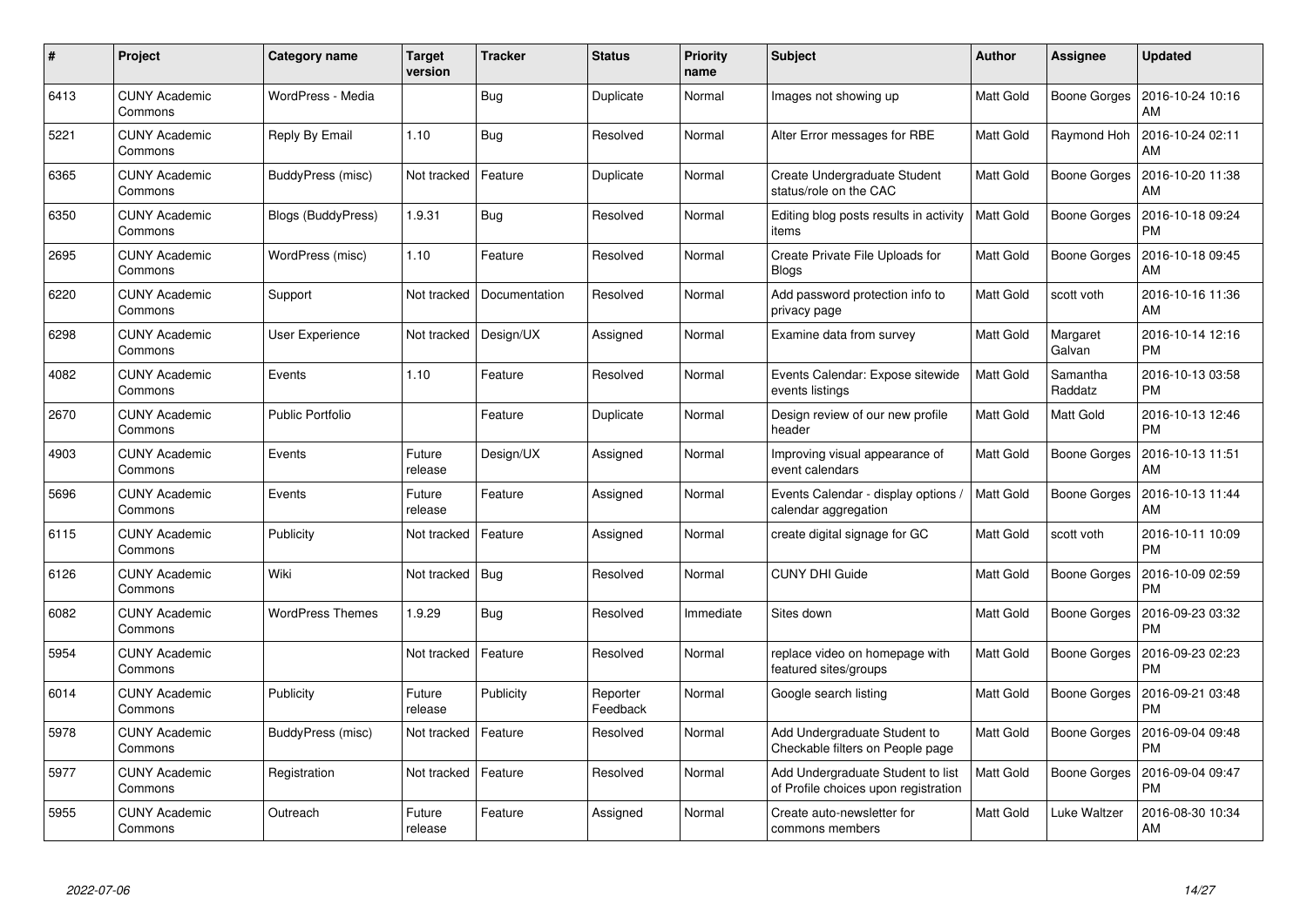| # | Project | Category name | Target version | Tracker | Status | Priority name | Subject | Author | Assignee | Updated |
|---|---|---|---|---|---|---|---|---|---|---|
| 6413 | CUNY Academic Commons | WordPress - Media | | Bug | Duplicate | Normal | Images not showing up | Matt Gold | Boone Gorges | 2016-10-24 10:16 AM |
| 5221 | CUNY Academic Commons | Reply By Email | 1.10 | Bug | Resolved | Normal | Alter Error messages for RBE | Matt Gold | Raymond Hoh | 2016-10-24 02:11 AM |
| 6365 | CUNY Academic Commons | BuddyPress (misc) | Not tracked | Feature | Duplicate | Normal | Create Undergraduate Student status/role on the CAC | Matt Gold | Boone Gorges | 2016-10-20 11:38 AM |
| 6350 | CUNY Academic Commons | Blogs (BuddyPress) | 1.9.31 | Bug | Resolved | Normal | Editing blog posts results in activity items | Matt Gold | Boone Gorges | 2016-10-18 09:24 PM |
| 2695 | CUNY Academic Commons | WordPress (misc) | 1.10 | Feature | Resolved | Normal | Create Private File Uploads for Blogs | Matt Gold | Boone Gorges | 2016-10-18 09:45 AM |
| 6220 | CUNY Academic Commons | Support | Not tracked | Documentation | Resolved | Normal | Add password protection info to privacy page | Matt Gold | scott voth | 2016-10-16 11:36 AM |
| 6298 | CUNY Academic Commons | User Experience | Not tracked | Design/UX | Assigned | Normal | Examine data from survey | Matt Gold | Margaret Galvan | 2016-10-14 12:16 PM |
| 4082 | CUNY Academic Commons | Events | 1.10 | Feature | Resolved | Normal | Events Calendar: Expose sitewide events listings | Matt Gold | Samantha Raddatz | 2016-10-13 03:58 PM |
| 2670 | CUNY Academic Commons | Public Portfolio | | Feature | Duplicate | Normal | Design review of our new profile header | Matt Gold | Matt Gold | 2016-10-13 12:46 PM |
| 4903 | CUNY Academic Commons | Events | Future release | Design/UX | Assigned | Normal | Improving visual appearance of event calendars | Matt Gold | Boone Gorges | 2016-10-13 11:51 AM |
| 5696 | CUNY Academic Commons | Events | Future release | Feature | Assigned | Normal | Events Calendar - display options / calendar aggregation | Matt Gold | Boone Gorges | 2016-10-13 11:44 AM |
| 6115 | CUNY Academic Commons | Publicity | Not tracked | Feature | Assigned | Normal | create digital signage for GC | Matt Gold | scott voth | 2016-10-11 10:09 PM |
| 6126 | CUNY Academic Commons | Wiki | Not tracked | Bug | Resolved | Normal | CUNY DHI Guide | Matt Gold | Boone Gorges | 2016-10-09 02:59 PM |
| 6082 | CUNY Academic Commons | WordPress Themes | 1.9.29 | Bug | Resolved | Immediate | Sites down | Matt Gold | Boone Gorges | 2016-09-23 03:32 PM |
| 5954 | CUNY Academic Commons | | Not tracked | Feature | Resolved | Normal | replace video on homepage with featured sites/groups | Matt Gold | Boone Gorges | 2016-09-23 02:23 PM |
| 6014 | CUNY Academic Commons | Publicity | Future release | Publicity | Reporter Feedback | Normal | Google search listing | Matt Gold | Boone Gorges | 2016-09-21 03:48 PM |
| 5978 | CUNY Academic Commons | BuddyPress (misc) | Not tracked | Feature | Resolved | Normal | Add Undergraduate Student to Checkable filters on People page | Matt Gold | Boone Gorges | 2016-09-04 09:48 PM |
| 5977 | CUNY Academic Commons | Registration | Not tracked | Feature | Resolved | Normal | Add Undergraduate Student to list of Profile choices upon registration | Matt Gold | Boone Gorges | 2016-09-04 09:47 PM |
| 5955 | CUNY Academic Commons | Outreach | Future release | Feature | Assigned | Normal | Create auto-newsletter for commons members | Matt Gold | Luke Waltzer | 2016-08-30 10:34 AM |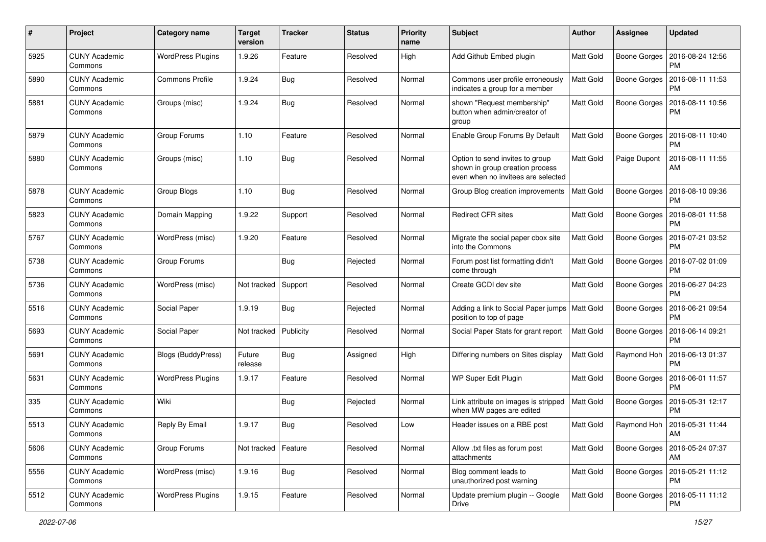| # | Project | Category name | Target version | Tracker | Status | Priority name | Subject | Author | Assignee | Updated |
|---|---|---|---|---|---|---|---|---|---|---|
| 5925 | CUNY Academic Commons | WordPress Plugins | 1.9.26 | Feature | Resolved | High | Add Github Embed plugin | Matt Gold | Boone Gorges | 2016-08-24 12:56 PM |
| 5890 | CUNY Academic Commons | Commons Profile | 1.9.24 | Bug | Resolved | Normal | Commons user profile erroneously indicates a group for a member | Matt Gold | Boone Gorges | 2016-08-11 11:53 PM |
| 5881 | CUNY Academic Commons | Groups (misc) | 1.9.24 | Bug | Resolved | Normal | shown "Request membership" button when admin/creator of group | Matt Gold | Boone Gorges | 2016-08-11 10:56 PM |
| 5879 | CUNY Academic Commons | Group Forums | 1.10 | Feature | Resolved | Normal | Enable Group Forums By Default | Matt Gold | Boone Gorges | 2016-08-11 10:40 PM |
| 5880 | CUNY Academic Commons | Groups (misc) | 1.10 | Bug | Resolved | Normal | Option to send invites to group shown in group creation process even when no invitees are selected | Matt Gold | Paige Dupont | 2016-08-11 11:55 AM |
| 5878 | CUNY Academic Commons | Group Blogs | 1.10 | Bug | Resolved | Normal | Group Blog creation improvements | Matt Gold | Boone Gorges | 2016-08-10 09:36 PM |
| 5823 | CUNY Academic Commons | Domain Mapping | 1.9.22 | Support | Resolved | Normal | Redirect CFR sites | Matt Gold | Boone Gorges | 2016-08-01 11:58 PM |
| 5767 | CUNY Academic Commons | WordPress (misc) | 1.9.20 | Feature | Resolved | Normal | Migrate the social paper cbox site into the Commons | Matt Gold | Boone Gorges | 2016-07-21 03:52 PM |
| 5738 | CUNY Academic Commons | Group Forums | | Bug | Rejected | Normal | Forum post list formatting didn't come through | Matt Gold | Boone Gorges | 2016-07-02 01:09 PM |
| 5736 | CUNY Academic Commons | WordPress (misc) | Not tracked | Support | Resolved | Normal | Create GCDI dev site | Matt Gold | Boone Gorges | 2016-06-27 04:23 PM |
| 5516 | CUNY Academic Commons | Social Paper | 1.9.19 | Bug | Rejected | Normal | Adding a link to Social Paper jumps position to top of page | Matt Gold | Boone Gorges | 2016-06-21 09:54 PM |
| 5693 | CUNY Academic Commons | Social Paper | Not tracked | Publicity | Resolved | Normal | Social Paper Stats for grant report | Matt Gold | Boone Gorges | 2016-06-14 09:21 PM |
| 5691 | CUNY Academic Commons | Blogs (BuddyPress) | Future release | Bug | Assigned | High | Differing numbers on Sites display | Matt Gold | Raymond Hoh | 2016-06-13 01:37 PM |
| 5631 | CUNY Academic Commons | WordPress Plugins | 1.9.17 | Feature | Resolved | Normal | WP Super Edit Plugin | Matt Gold | Boone Gorges | 2016-06-01 11:57 PM |
| 335 | CUNY Academic Commons | Wiki | | Bug | Rejected | Normal | Link attribute on images is stripped when MW pages are edited | Matt Gold | Boone Gorges | 2016-05-31 12:17 PM |
| 5513 | CUNY Academic Commons | Reply By Email | 1.9.17 | Bug | Resolved | Low | Header issues on a RBE post | Matt Gold | Raymond Hoh | 2016-05-31 11:44 AM |
| 5606 | CUNY Academic Commons | Group Forums | Not tracked | Feature | Resolved | Normal | Allow .txt files as forum post attachments | Matt Gold | Boone Gorges | 2016-05-24 07:37 AM |
| 5556 | CUNY Academic Commons | WordPress (misc) | 1.9.16 | Bug | Resolved | Normal | Blog comment leads to unauthorized post warning | Matt Gold | Boone Gorges | 2016-05-21 11:12 PM |
| 5512 | CUNY Academic Commons | WordPress Plugins | 1.9.15 | Feature | Resolved | Normal | Update premium plugin -- Google Drive | Matt Gold | Boone Gorges | 2016-05-11 11:12 PM |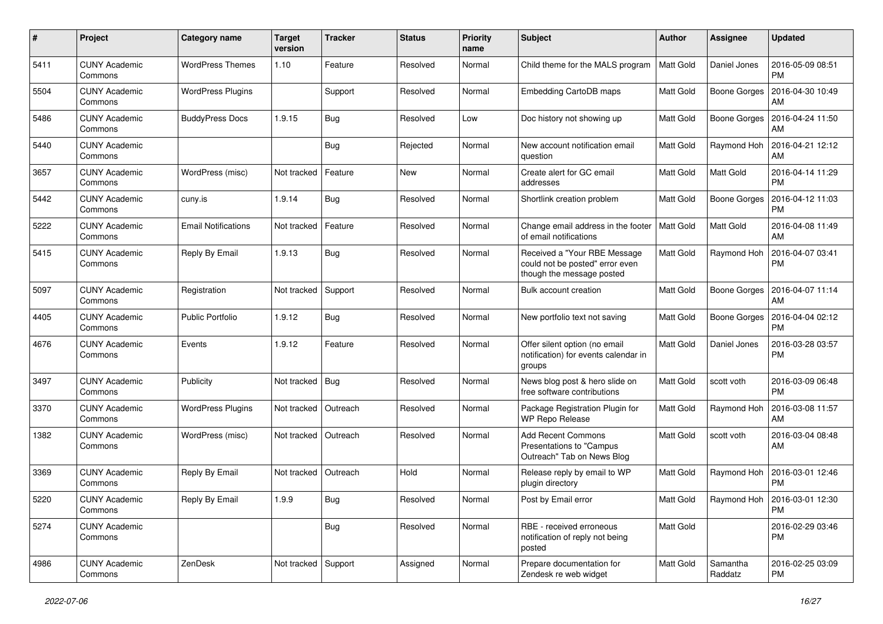| # | Project | Category name | Target version | Tracker | Status | Priority name | Subject | Author | Assignee | Updated |
|---|---|---|---|---|---|---|---|---|---|---|
| 5411 | CUNY Academic Commons | WordPress Themes | 1.10 | Feature | Resolved | Normal | Child theme for the MALS program | Matt Gold | Daniel Jones | 2016-05-09 08:51 PM |
| 5504 | CUNY Academic Commons | WordPress Plugins | | Support | Resolved | Normal | Embedding CartoDB maps | Matt Gold | Boone Gorges | 2016-04-30 10:49 AM |
| 5486 | CUNY Academic Commons | BuddyPress Docs | 1.9.15 | Bug | Resolved | Low | Doc history not showing up | Matt Gold | Boone Gorges | 2016-04-24 11:50 AM |
| 5440 | CUNY Academic Commons | | | Bug | Rejected | Normal | New account notification email question | Matt Gold | Raymond Hoh | 2016-04-21 12:12 AM |
| 3657 | CUNY Academic Commons | WordPress (misc) | Not tracked | Feature | New | Normal | Create alert for GC email addresses | Matt Gold | Matt Gold | 2016-04-14 11:29 PM |
| 5442 | CUNY Academic Commons | cuny.is | 1.9.14 | Bug | Resolved | Normal | Shortlink creation problem | Matt Gold | Boone Gorges | 2016-04-12 11:03 PM |
| 5222 | CUNY Academic Commons | Email Notifications | Not tracked | Feature | Resolved | Normal | Change email address in the footer of email notifications | Matt Gold | Matt Gold | 2016-04-08 11:49 AM |
| 5415 | CUNY Academic Commons | Reply By Email | 1.9.13 | Bug | Resolved | Normal | Received a "Your RBE Message could not be posted" error even though the message posted | Matt Gold | Raymond Hoh | 2016-04-07 03:41 PM |
| 5097 | CUNY Academic Commons | Registration | Not tracked | Support | Resolved | Normal | Bulk account creation | Matt Gold | Boone Gorges | 2016-04-07 11:14 AM |
| 4405 | CUNY Academic Commons | Public Portfolio | 1.9.12 | Bug | Resolved | Normal | New portfolio text not saving | Matt Gold | Boone Gorges | 2016-04-04 02:12 PM |
| 4676 | CUNY Academic Commons | Events | 1.9.12 | Feature | Resolved | Normal | Offer silent option (no email notification) for events calendar in groups | Matt Gold | Daniel Jones | 2016-03-28 03:57 PM |
| 3497 | CUNY Academic Commons | Publicity | Not tracked | Bug | Resolved | Normal | News blog post & hero slide on free software contributions | Matt Gold | scott voth | 2016-03-09 06:48 PM |
| 3370 | CUNY Academic Commons | WordPress Plugins | Not tracked | Outreach | Resolved | Normal | Package Registration Plugin for WP Repo Release | Matt Gold | Raymond Hoh | 2016-03-08 11:57 AM |
| 1382 | CUNY Academic Commons | WordPress (misc) | Not tracked | Outreach | Resolved | Normal | Add Recent Commons Presentations to "Campus Outreach" Tab on News Blog | Matt Gold | scott voth | 2016-03-04 08:48 AM |
| 3369 | CUNY Academic Commons | Reply By Email | Not tracked | Outreach | Hold | Normal | Release reply by email to WP plugin directory | Matt Gold | Raymond Hoh | 2016-03-01 12:46 PM |
| 5220 | CUNY Academic Commons | Reply By Email | 1.9.9 | Bug | Resolved | Normal | Post by Email error | Matt Gold | Raymond Hoh | 2016-03-01 12:30 PM |
| 5274 | CUNY Academic Commons | | | Bug | Resolved | Normal | RBE - received erroneous notification of reply not being posted | Matt Gold | | 2016-02-29 03:46 PM |
| 4986 | CUNY Academic Commons | ZenDesk | Not tracked | Support | Assigned | Normal | Prepare documentation for Zendesk re web widget | Matt Gold | Samantha Raddatz | 2016-02-25 03:09 PM |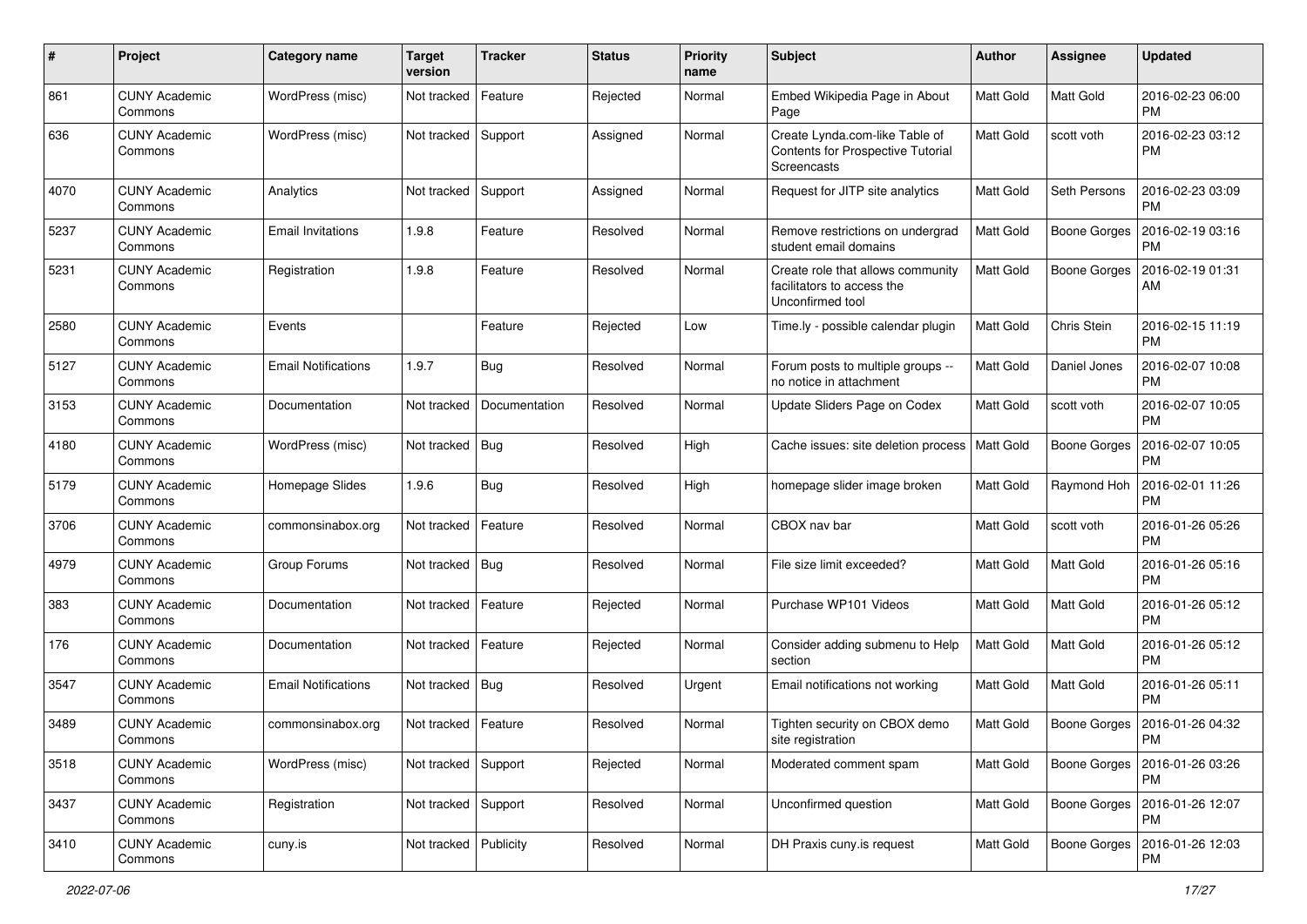| # | Project | Category name | Target version | Tracker | Status | Priority name | Subject | Author | Assignee | Updated |
|---|---|---|---|---|---|---|---|---|---|---|
| 861 | CUNY Academic Commons | WordPress (misc) | Not tracked | Feature | Rejected | Normal | Embed Wikipedia Page in About Page | Matt Gold | Matt Gold | 2016-02-23 06:00 PM |
| 636 | CUNY Academic Commons | WordPress (misc) | Not tracked | Support | Assigned | Normal | Create Lynda.com-like Table of Contents for Prospective Tutorial Screencasts | Matt Gold | scott voth | 2016-02-23 03:12 PM |
| 4070 | CUNY Academic Commons | Analytics | Not tracked | Support | Assigned | Normal | Request for JITP site analytics | Matt Gold | Seth Persons | 2016-02-23 03:09 PM |
| 5237 | CUNY Academic Commons | Email Invitations | 1.9.8 | Feature | Resolved | Normal | Remove restrictions on undergrad student email domains | Matt Gold | Boone Gorges | 2016-02-19 03:16 PM |
| 5231 | CUNY Academic Commons | Registration | 1.9.8 | Feature | Resolved | Normal | Create role that allows community facilitators to access the Unconfirmed tool | Matt Gold | Boone Gorges | 2016-02-19 01:31 AM |
| 2580 | CUNY Academic Commons | Events | | Feature | Rejected | Low | Time.ly - possible calendar plugin | Matt Gold | Chris Stein | 2016-02-15 11:19 PM |
| 5127 | CUNY Academic Commons | Email Notifications | 1.9.7 | Bug | Resolved | Normal | Forum posts to multiple groups -- no notice in attachment | Matt Gold | Daniel Jones | 2016-02-07 10:08 PM |
| 3153 | CUNY Academic Commons | Documentation | Not tracked | Documentation | Resolved | Normal | Update Sliders Page on Codex | Matt Gold | scott voth | 2016-02-07 10:05 PM |
| 4180 | CUNY Academic Commons | WordPress (misc) | Not tracked | Bug | Resolved | High | Cache issues: site deletion process | Matt Gold | Boone Gorges | 2016-02-07 10:05 PM |
| 5179 | CUNY Academic Commons | Homepage Slides | 1.9.6 | Bug | Resolved | High | homepage slider image broken | Matt Gold | Raymond Hoh | 2016-02-01 11:26 PM |
| 3706 | CUNY Academic Commons | commonsinabox.org | Not tracked | Feature | Resolved | Normal | CBOX nav bar | Matt Gold | scott voth | 2016-01-26 05:26 PM |
| 4979 | CUNY Academic Commons | Group Forums | Not tracked | Bug | Resolved | Normal | File size limit exceeded? | Matt Gold | Matt Gold | 2016-01-26 05:16 PM |
| 383 | CUNY Academic Commons | Documentation | Not tracked | Feature | Rejected | Normal | Purchase WP101 Videos | Matt Gold | Matt Gold | 2016-01-26 05:12 PM |
| 176 | CUNY Academic Commons | Documentation | Not tracked | Feature | Rejected | Normal | Consider adding submenu to Help section | Matt Gold | Matt Gold | 2016-01-26 05:12 PM |
| 3547 | CUNY Academic Commons | Email Notifications | Not tracked | Bug | Resolved | Urgent | Email notifications not working | Matt Gold | Matt Gold | 2016-01-26 05:11 PM |
| 3489 | CUNY Academic Commons | commonsinabox.org | Not tracked | Feature | Resolved | Normal | Tighten security on CBOX demo site registration | Matt Gold | Boone Gorges | 2016-01-26 04:32 PM |
| 3518 | CUNY Academic Commons | WordPress (misc) | Not tracked | Support | Rejected | Normal | Moderated comment spam | Matt Gold | Boone Gorges | 2016-01-26 03:26 PM |
| 3437 | CUNY Academic Commons | Registration | Not tracked | Support | Resolved | Normal | Unconfirmed question | Matt Gold | Boone Gorges | 2016-01-26 12:07 PM |
| 3410 | CUNY Academic Commons | cuny.is | Not tracked | Publicity | Resolved | Normal | DH Praxis cuny.is request | Matt Gold | Boone Gorges | 2016-01-26 12:03 PM |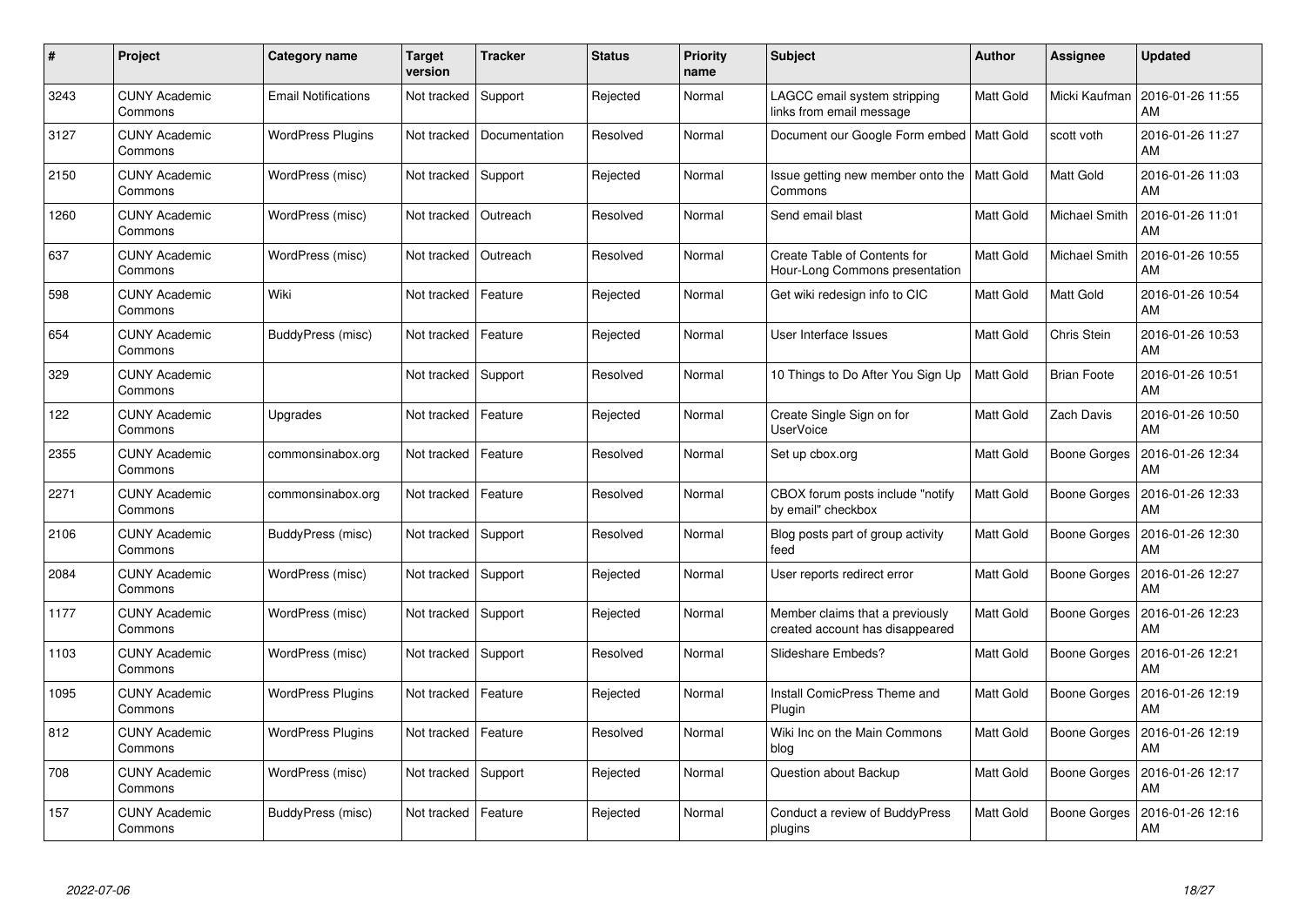| # | Project | Category name | Target version | Tracker | Status | Priority name | Subject | Author | Assignee | Updated |
|---|---|---|---|---|---|---|---|---|---|---|
| 3243 | CUNY Academic Commons | Email Notifications | Not tracked | Support | Rejected | Normal | LAGCC email system stripping links from email message | Matt Gold | Micki Kaufman | 2016-01-26 11:55 AM |
| 3127 | CUNY Academic Commons | WordPress Plugins | Not tracked | Documentation | Resolved | Normal | Document our Google Form embed | Matt Gold | scott voth | 2016-01-26 11:27 AM |
| 2150 | CUNY Academic Commons | WordPress (misc) | Not tracked | Support | Rejected | Normal | Issue getting new member onto the Commons | Matt Gold | Matt Gold | 2016-01-26 11:03 AM |
| 1260 | CUNY Academic Commons | WordPress (misc) | Not tracked | Outreach | Resolved | Normal | Send email blast | Matt Gold | Michael Smith | 2016-01-26 11:01 AM |
| 637 | CUNY Academic Commons | WordPress (misc) | Not tracked | Outreach | Resolved | Normal | Create Table of Contents for Hour-Long Commons presentation | Matt Gold | Michael Smith | 2016-01-26 10:55 AM |
| 598 | CUNY Academic Commons | Wiki | Not tracked | Feature | Rejected | Normal | Get wiki redesign info to CIC | Matt Gold | Matt Gold | 2016-01-26 10:54 AM |
| 654 | CUNY Academic Commons | BuddyPress (misc) | Not tracked | Feature | Rejected | Normal | User Interface Issues | Matt Gold | Chris Stein | 2016-01-26 10:53 AM |
| 329 | CUNY Academic Commons | | Not tracked | Support | Resolved | Normal | 10 Things to Do After You Sign Up | Matt Gold | Brian Foote | 2016-01-26 10:51 AM |
| 122 | CUNY Academic Commons | Upgrades | Not tracked | Feature | Rejected | Normal | Create Single Sign on for UserVoice | Matt Gold | Zach Davis | 2016-01-26 10:50 AM |
| 2355 | CUNY Academic Commons | commonsinabox.org | Not tracked | Feature | Resolved | Normal | Set up cbox.org | Matt Gold | Boone Gorges | 2016-01-26 12:34 AM |
| 2271 | CUNY Academic Commons | commonsinabox.org | Not tracked | Feature | Resolved | Normal | CBOX forum posts include "notify by email" checkbox | Matt Gold | Boone Gorges | 2016-01-26 12:33 AM |
| 2106 | CUNY Academic Commons | BuddyPress (misc) | Not tracked | Support | Resolved | Normal | Blog posts part of group activity feed | Matt Gold | Boone Gorges | 2016-01-26 12:30 AM |
| 2084 | CUNY Academic Commons | WordPress (misc) | Not tracked | Support | Rejected | Normal | User reports redirect error | Matt Gold | Boone Gorges | 2016-01-26 12:27 AM |
| 1177 | CUNY Academic Commons | WordPress (misc) | Not tracked | Support | Rejected | Normal | Member claims that a previously created account has disappeared | Matt Gold | Boone Gorges | 2016-01-26 12:23 AM |
| 1103 | CUNY Academic Commons | WordPress (misc) | Not tracked | Support | Resolved | Normal | Slideshare Embeds? | Matt Gold | Boone Gorges | 2016-01-26 12:21 AM |
| 1095 | CUNY Academic Commons | WordPress Plugins | Not tracked | Feature | Rejected | Normal | Install ComicPress Theme and Plugin | Matt Gold | Boone Gorges | 2016-01-26 12:19 AM |
| 812 | CUNY Academic Commons | WordPress Plugins | Not tracked | Feature | Resolved | Normal | Wiki Inc on the Main Commons blog | Matt Gold | Boone Gorges | 2016-01-26 12:19 AM |
| 708 | CUNY Academic Commons | WordPress (misc) | Not tracked | Support | Rejected | Normal | Question about Backup | Matt Gold | Boone Gorges | 2016-01-26 12:17 AM |
| 157 | CUNY Academic Commons | BuddyPress (misc) | Not tracked | Feature | Rejected | Normal | Conduct a review of BuddyPress plugins | Matt Gold | Boone Gorges | 2016-01-26 12:16 AM |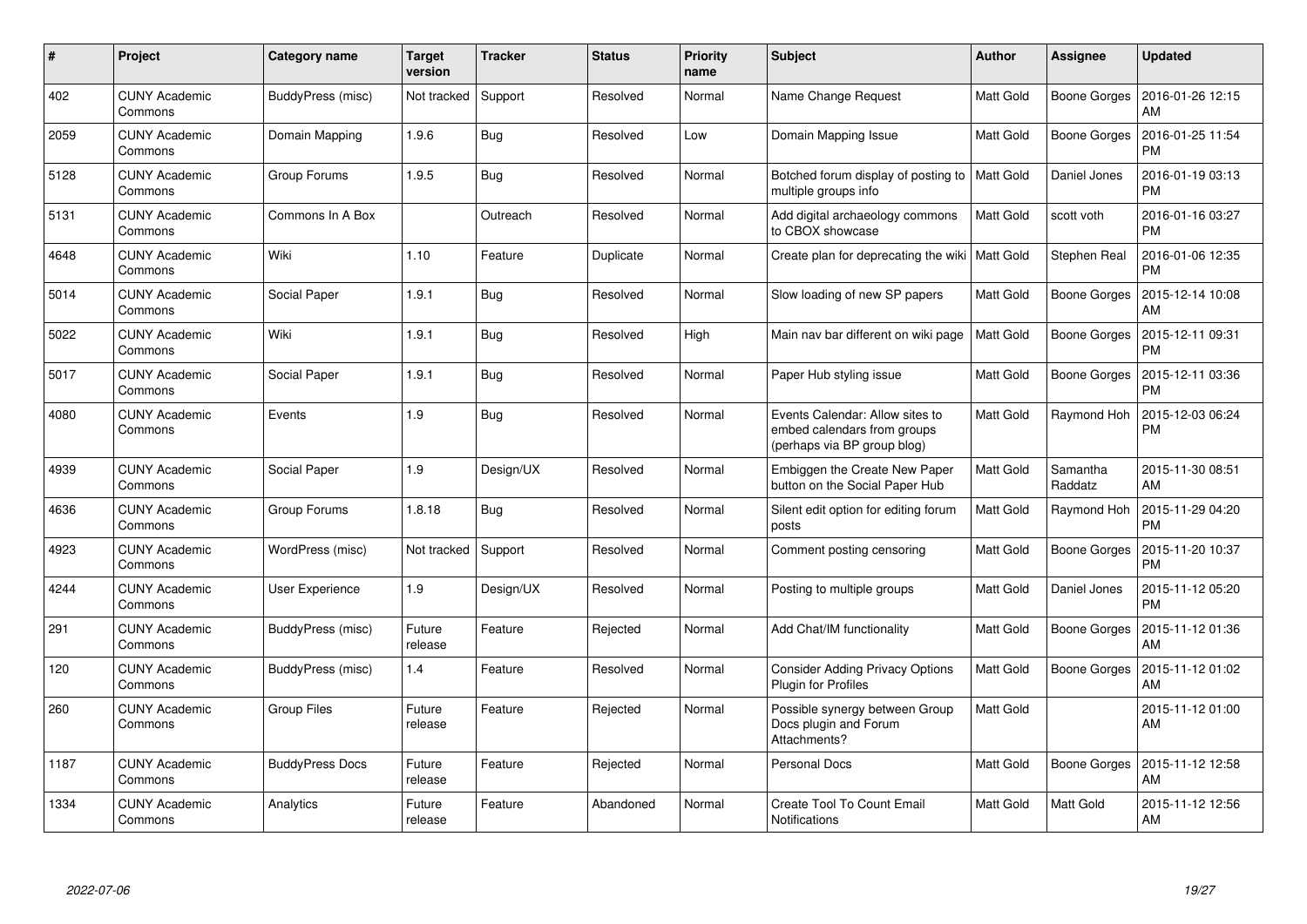| # | Project | Category name | Target version | Tracker | Status | Priority name | Subject | Author | Assignee | Updated |
|---|---|---|---|---|---|---|---|---|---|---|
| 402 | CUNY Academic Commons | BuddyPress (misc) | Not tracked | Support | Resolved | Normal | Name Change Request | Matt Gold | Boone Gorges | 2016-01-26 12:15 AM |
| 2059 | CUNY Academic Commons | Domain Mapping | 1.9.6 | Bug | Resolved | Low | Domain Mapping Issue | Matt Gold | Boone Gorges | 2016-01-25 11:54 PM |
| 5128 | CUNY Academic Commons | Group Forums | 1.9.5 | Bug | Resolved | Normal | Botched forum display of posting to multiple groups info | Matt Gold | Daniel Jones | 2016-01-19 03:13 PM |
| 5131 | CUNY Academic Commons | Commons In A Box | | Outreach | Resolved | Normal | Add digital archaeology commons to CBOX showcase | Matt Gold | scott voth | 2016-01-16 03:27 PM |
| 4648 | CUNY Academic Commons | Wiki | 1.10 | Feature | Duplicate | Normal | Create plan for deprecating the wiki | Matt Gold | Stephen Real | 2016-01-06 12:35 PM |
| 5014 | CUNY Academic Commons | Social Paper | 1.9.1 | Bug | Resolved | Normal | Slow loading of new SP papers | Matt Gold | Boone Gorges | 2015-12-14 10:08 AM |
| 5022 | CUNY Academic Commons | Wiki | 1.9.1 | Bug | Resolved | High | Main nav bar different on wiki page | Matt Gold | Boone Gorges | 2015-12-11 09:31 PM |
| 5017 | CUNY Academic Commons | Social Paper | 1.9.1 | Bug | Resolved | Normal | Paper Hub styling issue | Matt Gold | Boone Gorges | 2015-12-11 03:36 PM |
| 4080 | CUNY Academic Commons | Events | 1.9 | Bug | Resolved | Normal | Events Calendar: Allow sites to embed calendars from groups (perhaps via BP group blog) | Matt Gold | Raymond Hoh | 2015-12-03 06:24 PM |
| 4939 | CUNY Academic Commons | Social Paper | 1.9 | Design/UX | Resolved | Normal | Embiggen the Create New Paper button on the Social Paper Hub | Matt Gold | Samantha Raddatz | 2015-11-30 08:51 AM |
| 4636 | CUNY Academic Commons | Group Forums | 1.8.18 | Bug | Resolved | Normal | Silent edit option for editing forum posts | Matt Gold | Raymond Hoh | 2015-11-29 04:20 PM |
| 4923 | CUNY Academic Commons | WordPress (misc) | Not tracked | Support | Resolved | Normal | Comment posting censoring | Matt Gold | Boone Gorges | 2015-11-20 10:37 PM |
| 4244 | CUNY Academic Commons | User Experience | 1.9 | Design/UX | Resolved | Normal | Posting to multiple groups | Matt Gold | Daniel Jones | 2015-11-12 05:20 PM |
| 291 | CUNY Academic Commons | BuddyPress (misc) | Future release | Feature | Rejected | Normal | Add Chat/IM functionality | Matt Gold | Boone Gorges | 2015-11-12 01:36 AM |
| 120 | CUNY Academic Commons | BuddyPress (misc) | 1.4 | Feature | Resolved | Normal | Consider Adding Privacy Options Plugin for Profiles | Matt Gold | Boone Gorges | 2015-11-12 01:02 AM |
| 260 | CUNY Academic Commons | Group Files | Future release | Feature | Rejected | Normal | Possible synergy between Group Docs plugin and Forum Attachments? | Matt Gold | | 2015-11-12 01:00 AM |
| 1187 | CUNY Academic Commons | BuddyPress Docs | Future release | Feature | Rejected | Normal | Personal Docs | Matt Gold | Boone Gorges | 2015-11-12 12:58 AM |
| 1334 | CUNY Academic Commons | Analytics | Future release | Feature | Abandoned | Normal | Create Tool To Count Email Notifications | Matt Gold | Matt Gold | 2015-11-12 12:56 AM |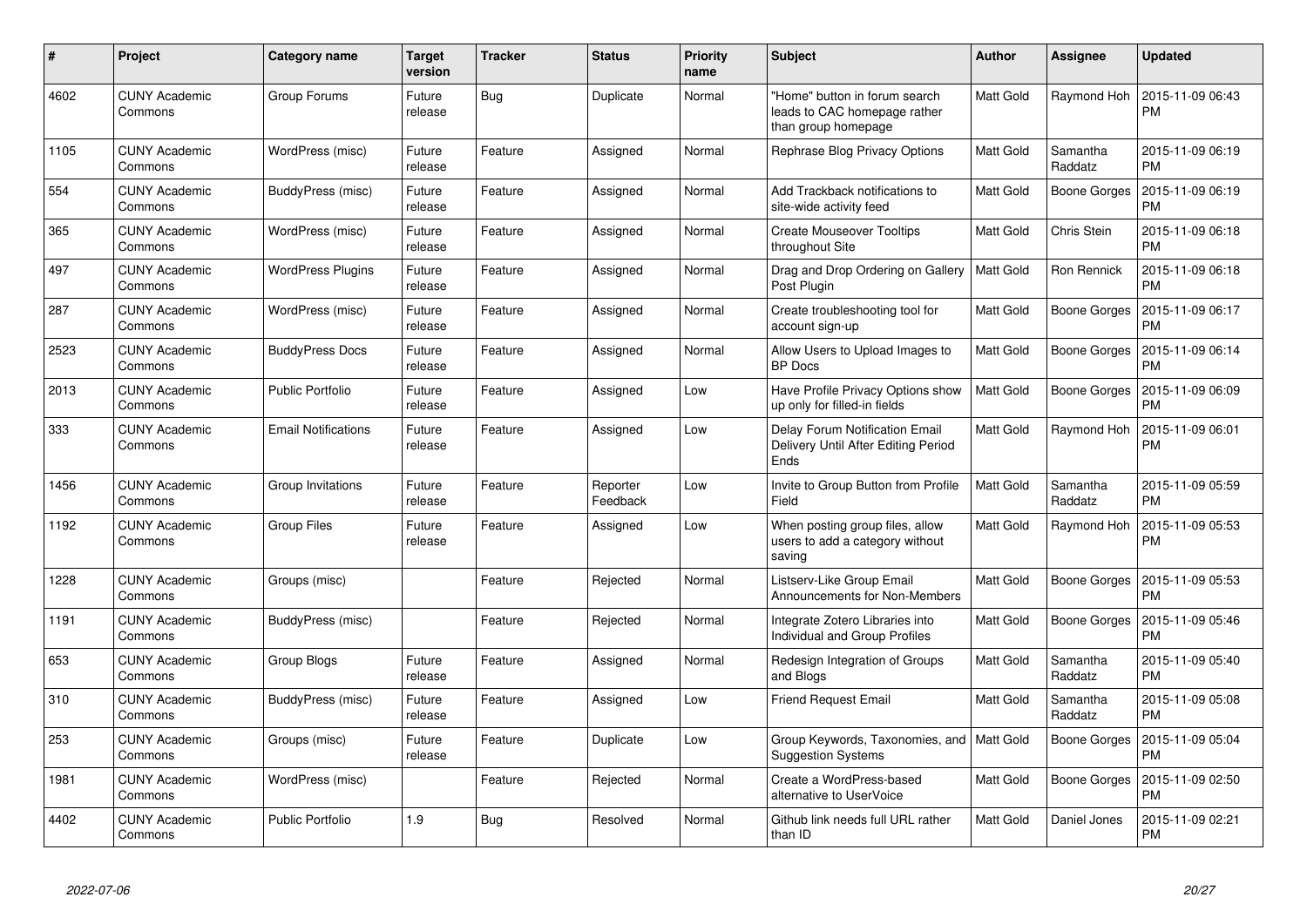| # | Project | Category name | Target version | Tracker | Status | Priority name | Subject | Author | Assignee | Updated |
|---|---|---|---|---|---|---|---|---|---|---|
| 4602 | CUNY Academic Commons | Group Forums | Future release | Bug | Duplicate | Normal | "Home" button in forum search leads to CAC homepage rather than group homepage | Matt Gold | Raymond Hoh | 2015-11-09 06:43 PM |
| 1105 | CUNY Academic Commons | WordPress (misc) | Future release | Feature | Assigned | Normal | Rephrase Blog Privacy Options | Matt Gold | Samantha Raddatz | 2015-11-09 06:19 PM |
| 554 | CUNY Academic Commons | BuddyPress (misc) | Future release | Feature | Assigned | Normal | Add Trackback notifications to site-wide activity feed | Matt Gold | Boone Gorges | 2015-11-09 06:19 PM |
| 365 | CUNY Academic Commons | WordPress (misc) | Future release | Feature | Assigned | Normal | Create Mouseover Tooltips throughout Site | Matt Gold | Chris Stein | 2015-11-09 06:18 PM |
| 497 | CUNY Academic Commons | WordPress Plugins | Future release | Feature | Assigned | Normal | Drag and Drop Ordering on Gallery Post Plugin | Matt Gold | Ron Rennick | 2015-11-09 06:18 PM |
| 287 | CUNY Academic Commons | WordPress (misc) | Future release | Feature | Assigned | Normal | Create troubleshooting tool for account sign-up | Matt Gold | Boone Gorges | 2015-11-09 06:17 PM |
| 2523 | CUNY Academic Commons | BuddyPress Docs | Future release | Feature | Assigned | Normal | Allow Users to Upload Images to BP Docs | Matt Gold | Boone Gorges | 2015-11-09 06:14 PM |
| 2013 | CUNY Academic Commons | Public Portfolio | Future release | Feature | Assigned | Low | Have Profile Privacy Options show up only for filled-in fields | Matt Gold | Boone Gorges | 2015-11-09 06:09 PM |
| 333 | CUNY Academic Commons | Email Notifications | Future release | Feature | Assigned | Low | Delay Forum Notification Email Delivery Until After Editing Period Ends | Matt Gold | Raymond Hoh | 2015-11-09 06:01 PM |
| 1456 | CUNY Academic Commons | Group Invitations | Future release | Feature | Reporter Feedback | Low | Invite to Group Button from Profile Field | Matt Gold | Samantha Raddatz | 2015-11-09 05:59 PM |
| 1192 | CUNY Academic Commons | Group Files | Future release | Feature | Assigned | Low | When posting group files, allow users to add a category without saving | Matt Gold | Raymond Hoh | 2015-11-09 05:53 PM |
| 1228 | CUNY Academic Commons | Groups (misc) | | Feature | Rejected | Normal | Listserv-Like Group Email Announcements for Non-Members | Matt Gold | Boone Gorges | 2015-11-09 05:53 PM |
| 1191 | CUNY Academic Commons | BuddyPress (misc) | | Feature | Rejected | Normal | Integrate Zotero Libraries into Individual and Group Profiles | Matt Gold | Boone Gorges | 2015-11-09 05:46 PM |
| 653 | CUNY Academic Commons | Group Blogs | Future release | Feature | Assigned | Normal | Redesign Integration of Groups and Blogs | Matt Gold | Samantha Raddatz | 2015-11-09 05:40 PM |
| 310 | CUNY Academic Commons | BuddyPress (misc) | Future release | Feature | Assigned | Low | Friend Request Email | Matt Gold | Samantha Raddatz | 2015-11-09 05:08 PM |
| 253 | CUNY Academic Commons | Groups (misc) | Future release | Feature | Duplicate | Low | Group Keywords, Taxonomies, and Suggestion Systems | Matt Gold | Boone Gorges | 2015-11-09 05:04 PM |
| 1981 | CUNY Academic Commons | WordPress (misc) | | Feature | Rejected | Normal | Create a WordPress-based alternative to UserVoice | Matt Gold | Boone Gorges | 2015-11-09 02:50 PM |
| 4402 | CUNY Academic Commons | Public Portfolio | 1.9 | Bug | Resolved | Normal | Github link needs full URL rather than ID | Matt Gold | Daniel Jones | 2015-11-09 02:21 PM |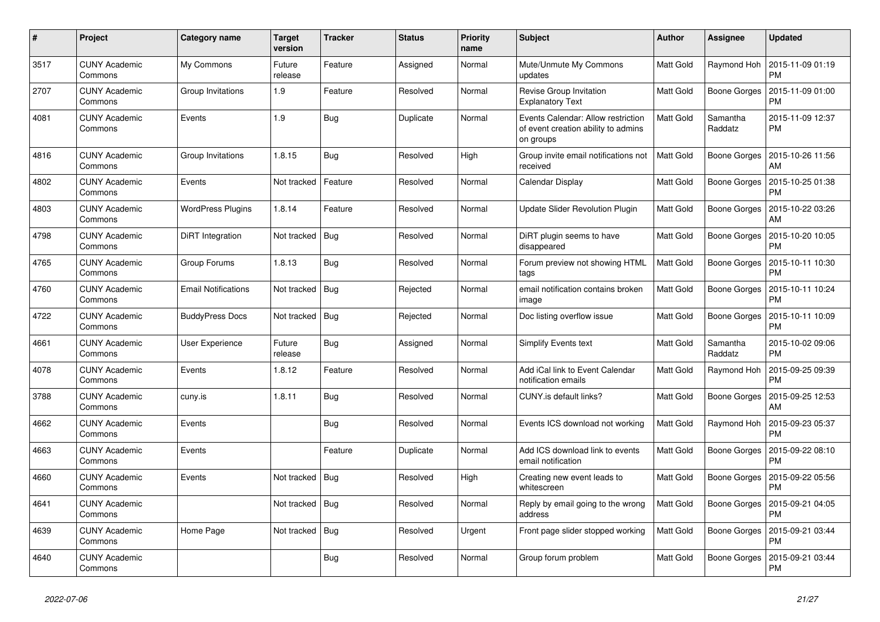| # | Project | Category name | Target version | Tracker | Status | Priority name | Subject | Author | Assignee | Updated |
|---|---|---|---|---|---|---|---|---|---|---|
| 3517 | CUNY Academic Commons | My Commons | Future release | Feature | Assigned | Normal | Mute/Unmute My Commons updates | Matt Gold | Raymond Hoh | 2015-11-09 01:19 PM |
| 2707 | CUNY Academic Commons | Group Invitations | 1.9 | Feature | Resolved | Normal | Revise Group Invitation Explanatory Text | Matt Gold | Boone Gorges | 2015-11-09 01:00 PM |
| 4081 | CUNY Academic Commons | Events | 1.9 | Bug | Duplicate | Normal | Events Calendar: Allow restriction of event creation ability to admins on groups | Matt Gold | Samantha Raddatz | 2015-11-09 12:37 PM |
| 4816 | CUNY Academic Commons | Group Invitations | 1.8.15 | Bug | Resolved | High | Group invite email notifications not received | Matt Gold | Boone Gorges | 2015-10-26 11:56 AM |
| 4802 | CUNY Academic Commons | Events | Not tracked | Feature | Resolved | Normal | Calendar Display | Matt Gold | Boone Gorges | 2015-10-25 01:38 PM |
| 4803 | CUNY Academic Commons | WordPress Plugins | 1.8.14 | Feature | Resolved | Normal | Update Slider Revolution Plugin | Matt Gold | Boone Gorges | 2015-10-22 03:26 AM |
| 4798 | CUNY Academic Commons | DiRT Integration | Not tracked | Bug | Resolved | Normal | DiRT plugin seems to have disappeared | Matt Gold | Boone Gorges | 2015-10-20 10:05 PM |
| 4765 | CUNY Academic Commons | Group Forums | 1.8.13 | Bug | Resolved | Normal | Forum preview not showing HTML tags | Matt Gold | Boone Gorges | 2015-10-11 10:30 PM |
| 4760 | CUNY Academic Commons | Email Notifications | Not tracked | Bug | Rejected | Normal | email notification contains broken image | Matt Gold | Boone Gorges | 2015-10-11 10:24 PM |
| 4722 | CUNY Academic Commons | BuddyPress Docs | Not tracked | Bug | Rejected | Normal | Doc listing overflow issue | Matt Gold | Boone Gorges | 2015-10-11 10:09 PM |
| 4661 | CUNY Academic Commons | User Experience | Future release | Bug | Assigned | Normal | Simplify Events text | Matt Gold | Samantha Raddatz | 2015-10-02 09:06 PM |
| 4078 | CUNY Academic Commons | Events | 1.8.12 | Feature | Resolved | Normal | Add iCal link to Event Calendar notification emails | Matt Gold | Raymond Hoh | 2015-09-25 09:39 PM |
| 3788 | CUNY Academic Commons | cuny.is | 1.8.11 | Bug | Resolved | Normal | CUNY.is default links? | Matt Gold | Boone Gorges | 2015-09-25 12:53 AM |
| 4662 | CUNY Academic Commons | Events | | Bug | Resolved | Normal | Events ICS download not working | Matt Gold | Raymond Hoh | 2015-09-23 05:37 PM |
| 4663 | CUNY Academic Commons | Events | | Feature | Duplicate | Normal | Add ICS download link to events email notification | Matt Gold | Boone Gorges | 2015-09-22 08:10 PM |
| 4660 | CUNY Academic Commons | Events | Not tracked | Bug | Resolved | High | Creating new event leads to whitescreen | Matt Gold | Boone Gorges | 2015-09-22 05:56 PM |
| 4641 | CUNY Academic Commons | | Not tracked | Bug | Resolved | Normal | Reply by email going to the wrong address | Matt Gold | Boone Gorges | 2015-09-21 04:05 PM |
| 4639 | CUNY Academic Commons | Home Page | Not tracked | Bug | Resolved | Urgent | Front page slider stopped working | Matt Gold | Boone Gorges | 2015-09-21 03:44 PM |
| 4640 | CUNY Academic Commons | | | Bug | Resolved | Normal | Group forum problem | Matt Gold | Boone Gorges | 2015-09-21 03:44 PM |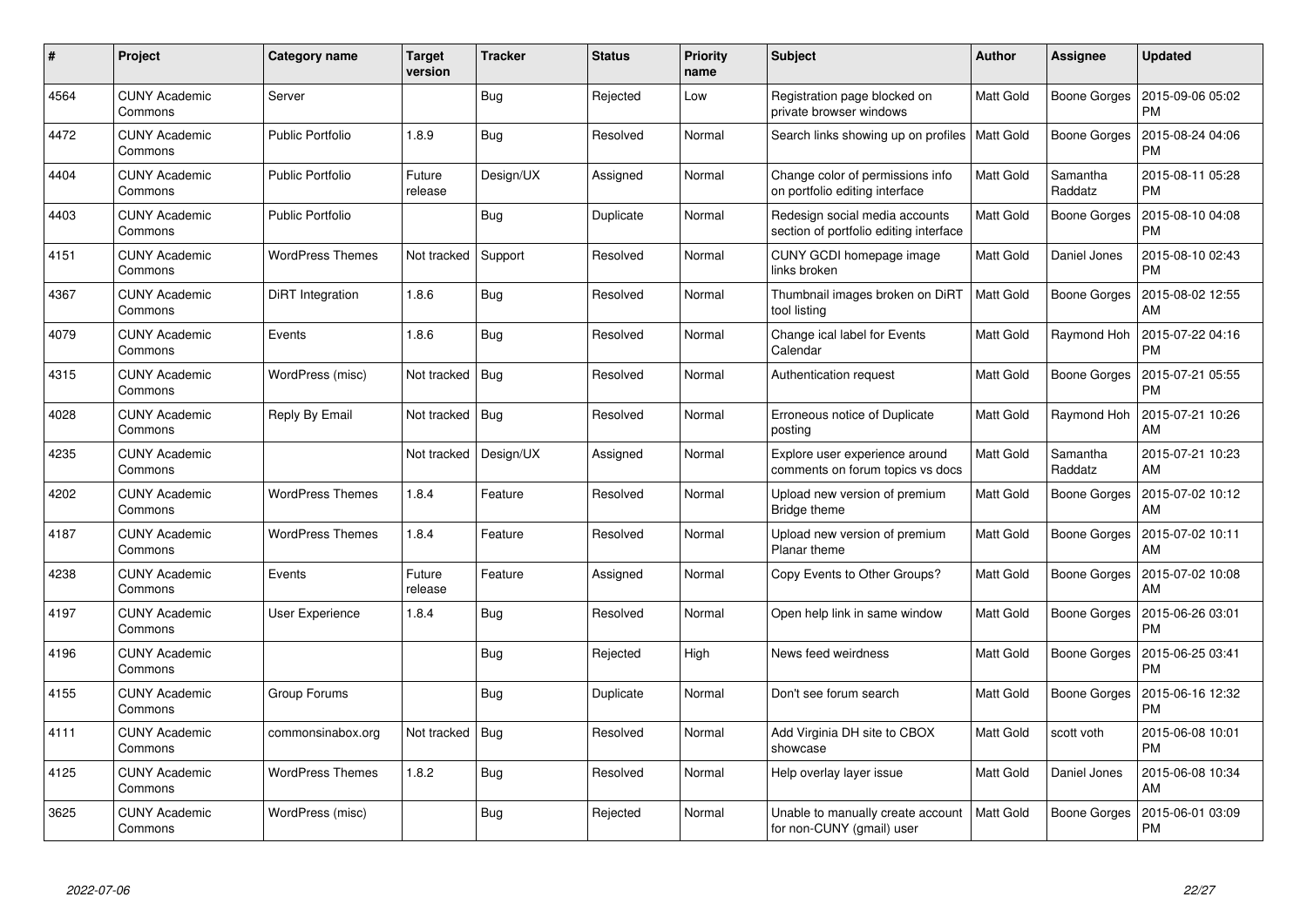| # | Project | Category name | Target version | Tracker | Status | Priority name | Subject | Author | Assignee | Updated |
|---|---|---|---|---|---|---|---|---|---|---|
| 4564 | CUNY Academic Commons | Server | | Bug | Rejected | Low | Registration page blocked on private browser windows | Matt Gold | Boone Gorges | 2015-09-06 05:02 PM |
| 4472 | CUNY Academic Commons | Public Portfolio | 1.8.9 | Bug | Resolved | Normal | Search links showing up on profiles | Matt Gold | Boone Gorges | 2015-08-24 04:06 PM |
| 4404 | CUNY Academic Commons | Public Portfolio | Future release | Design/UX | Assigned | Normal | Change color of permissions info on portfolio editing interface | Matt Gold | Samantha Raddatz | 2015-08-11 05:28 PM |
| 4403 | CUNY Academic Commons | Public Portfolio | | Bug | Duplicate | Normal | Redesign social media accounts section of portfolio editing interface | Matt Gold | Boone Gorges | 2015-08-10 04:08 PM |
| 4151 | CUNY Academic Commons | WordPress Themes | Not tracked | Support | Resolved | Normal | CUNY GCDI homepage image links broken | Matt Gold | Daniel Jones | 2015-08-10 02:43 PM |
| 4367 | CUNY Academic Commons | DiRT Integration | 1.8.6 | Bug | Resolved | Normal | Thumbnail images broken on DiRT tool listing | Matt Gold | Boone Gorges | 2015-08-02 12:55 AM |
| 4079 | CUNY Academic Commons | Events | 1.8.6 | Bug | Resolved | Normal | Change ical label for Events Calendar | Matt Gold | Raymond Hoh | 2015-07-22 04:16 PM |
| 4315 | CUNY Academic Commons | WordPress (misc) | Not tracked | Bug | Resolved | Normal | Authentication request | Matt Gold | Boone Gorges | 2015-07-21 05:55 PM |
| 4028 | CUNY Academic Commons | Reply By Email | Not tracked | Bug | Resolved | Normal | Erroneous notice of Duplicate posting | Matt Gold | Raymond Hoh | 2015-07-21 10:26 AM |
| 4235 | CUNY Academic Commons | | Not tracked | Design/UX | Assigned | Normal | Explore user experience around comments on forum topics vs docs | Matt Gold | Samantha Raddatz | 2015-07-21 10:23 AM |
| 4202 | CUNY Academic Commons | WordPress Themes | 1.8.4 | Feature | Resolved | Normal | Upload new version of premium Bridge theme | Matt Gold | Boone Gorges | 2015-07-02 10:12 AM |
| 4187 | CUNY Academic Commons | WordPress Themes | 1.8.4 | Feature | Resolved | Normal | Upload new version of premium Planar theme | Matt Gold | Boone Gorges | 2015-07-02 10:11 AM |
| 4238 | CUNY Academic Commons | Events | Future release | Feature | Assigned | Normal | Copy Events to Other Groups? | Matt Gold | Boone Gorges | 2015-07-02 10:08 AM |
| 4197 | CUNY Academic Commons | User Experience | 1.8.4 | Bug | Resolved | Normal | Open help link in same window | Matt Gold | Boone Gorges | 2015-06-26 03:01 PM |
| 4196 | CUNY Academic Commons | | | Bug | Rejected | High | News feed weirdness | Matt Gold | Boone Gorges | 2015-06-25 03:41 PM |
| 4155 | CUNY Academic Commons | Group Forums | | Bug | Duplicate | Normal | Don't see forum search | Matt Gold | Boone Gorges | 2015-06-16 12:32 PM |
| 4111 | CUNY Academic Commons | commonsinabox.org | Not tracked | Bug | Resolved | Normal | Add Virginia DH site to CBOX showcase | Matt Gold | scott voth | 2015-06-08 10:01 PM |
| 4125 | CUNY Academic Commons | WordPress Themes | 1.8.2 | Bug | Resolved | Normal | Help overlay layer issue | Matt Gold | Daniel Jones | 2015-06-08 10:34 AM |
| 3625 | CUNY Academic Commons | WordPress (misc) | | Bug | Rejected | Normal | Unable to manually create account for non-CUNY (gmail) user | Matt Gold | Boone Gorges | 2015-06-01 03:09 PM |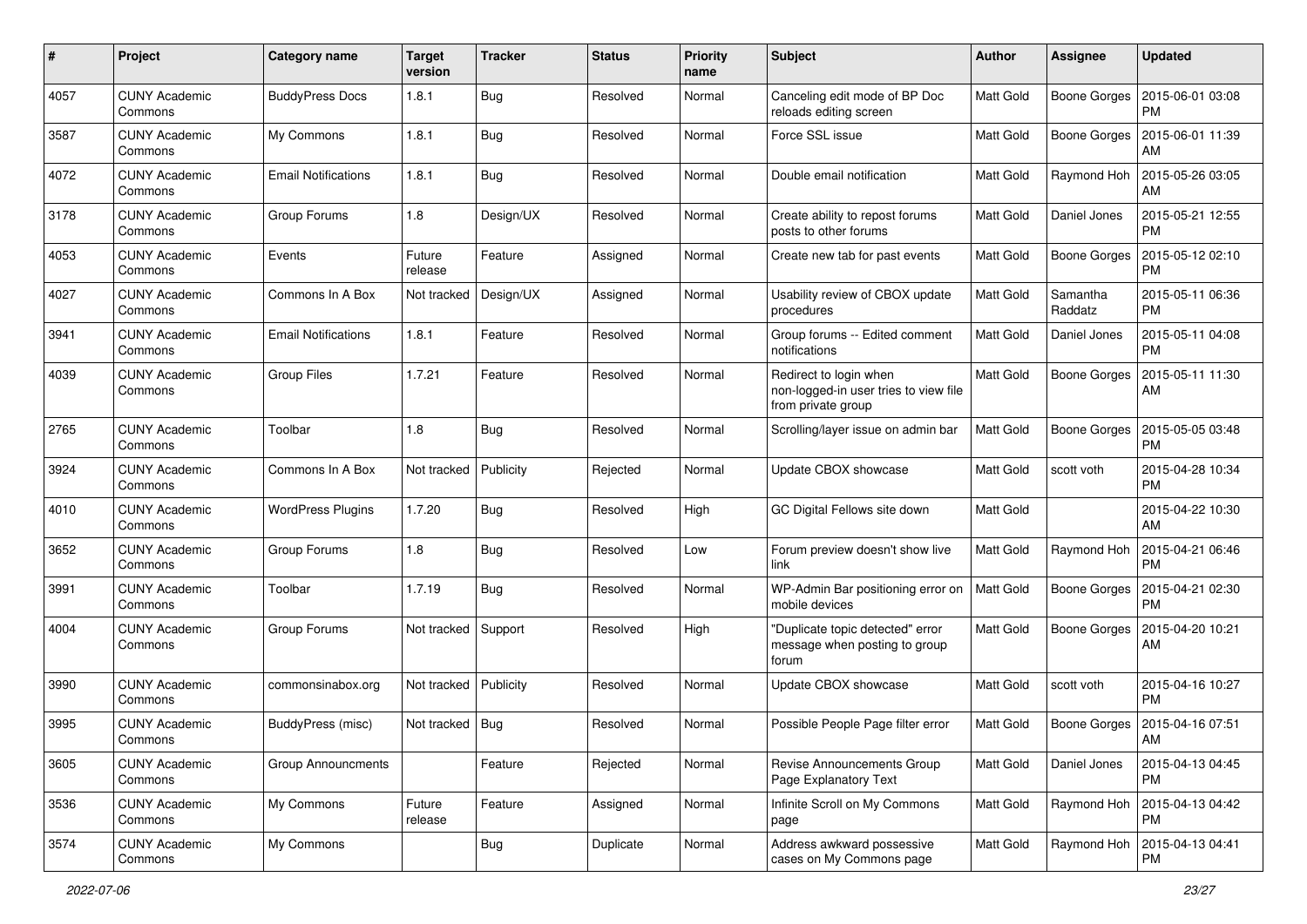| # | Project | Category name | Target version | Tracker | Status | Priority name | Subject | Author | Assignee | Updated |
|---|---|---|---|---|---|---|---|---|---|---|
| 4057 | CUNY Academic Commons | BuddyPress Docs | 1.8.1 | Bug | Resolved | Normal | Canceling edit mode of BP Doc reloads editing screen | Matt Gold | Boone Gorges | 2015-06-01 03:08 PM |
| 3587 | CUNY Academic Commons | My Commons | 1.8.1 | Bug | Resolved | Normal | Force SSL issue | Matt Gold | Boone Gorges | 2015-06-01 11:39 AM |
| 4072 | CUNY Academic Commons | Email Notifications | 1.8.1 | Bug | Resolved | Normal | Double email notification | Matt Gold | Raymond Hoh | 2015-05-26 03:05 AM |
| 3178 | CUNY Academic Commons | Group Forums | 1.8 | Design/UX | Resolved | Normal | Create ability to repost forums posts to other forums | Matt Gold | Daniel Jones | 2015-05-21 12:55 PM |
| 4053 | CUNY Academic Commons | Events | Future release | Feature | Assigned | Normal | Create new tab for past events | Matt Gold | Boone Gorges | 2015-05-12 02:10 PM |
| 4027 | CUNY Academic Commons | Commons In A Box | Not tracked | Design/UX | Assigned | Normal | Usability review of CBOX update procedures | Matt Gold | Samantha Raddatz | 2015-05-11 06:36 PM |
| 3941 | CUNY Academic Commons | Email Notifications | 1.8.1 | Feature | Resolved | Normal | Group forums -- Edited comment notifications | Matt Gold | Daniel Jones | 2015-05-11 04:08 PM |
| 4039 | CUNY Academic Commons | Group Files | 1.7.21 | Feature | Resolved | Normal | Redirect to login when non-logged-in user tries to view file from private group | Matt Gold | Boone Gorges | 2015-05-11 11:30 AM |
| 2765 | CUNY Academic Commons | Toolbar | 1.8 | Bug | Resolved | Normal | Scrolling/layer issue on admin bar | Matt Gold | Boone Gorges | 2015-05-05 03:48 PM |
| 3924 | CUNY Academic Commons | Commons In A Box | Not tracked | Publicity | Rejected | Normal | Update CBOX showcase | Matt Gold | scott voth | 2015-04-28 10:34 PM |
| 4010 | CUNY Academic Commons | WordPress Plugins | 1.7.20 | Bug | Resolved | High | GC Digital Fellows site down | Matt Gold | | 2015-04-22 10:30 AM |
| 3652 | CUNY Academic Commons | Group Forums | 1.8 | Bug | Resolved | Low | Forum preview doesn't show live link | Matt Gold | Raymond Hoh | 2015-04-21 06:46 PM |
| 3991 | CUNY Academic Commons | Toolbar | 1.7.19 | Bug | Resolved | Normal | WP-Admin Bar positioning error on mobile devices | Matt Gold | Boone Gorges | 2015-04-21 02:30 PM |
| 4004 | CUNY Academic Commons | Group Forums | Not tracked | Support | Resolved | High | "Duplicate topic detected" error message when posting to group forum | Matt Gold | Boone Gorges | 2015-04-20 10:21 AM |
| 3990 | CUNY Academic Commons | commonsinabox.org | Not tracked | Publicity | Resolved | Normal | Update CBOX showcase | Matt Gold | scott voth | 2015-04-16 10:27 PM |
| 3995 | CUNY Academic Commons | BuddyPress (misc) | Not tracked | Bug | Resolved | Normal | Possible People Page filter error | Matt Gold | Boone Gorges | 2015-04-16 07:51 AM |
| 3605 | CUNY Academic Commons | Group Announcments | | Feature | Rejected | Normal | Revise Announcements Group Page Explanatory Text | Matt Gold | Daniel Jones | 2015-04-13 04:45 PM |
| 3536 | CUNY Academic Commons | My Commons | Future release | Feature | Assigned | Normal | Infinite Scroll on My Commons page | Matt Gold | Raymond Hoh | 2015-04-13 04:42 PM |
| 3574 | CUNY Academic Commons | My Commons | | Bug | Duplicate | Normal | Address awkward possessive cases on My Commons page | Matt Gold | Raymond Hoh | 2015-04-13 04:41 PM |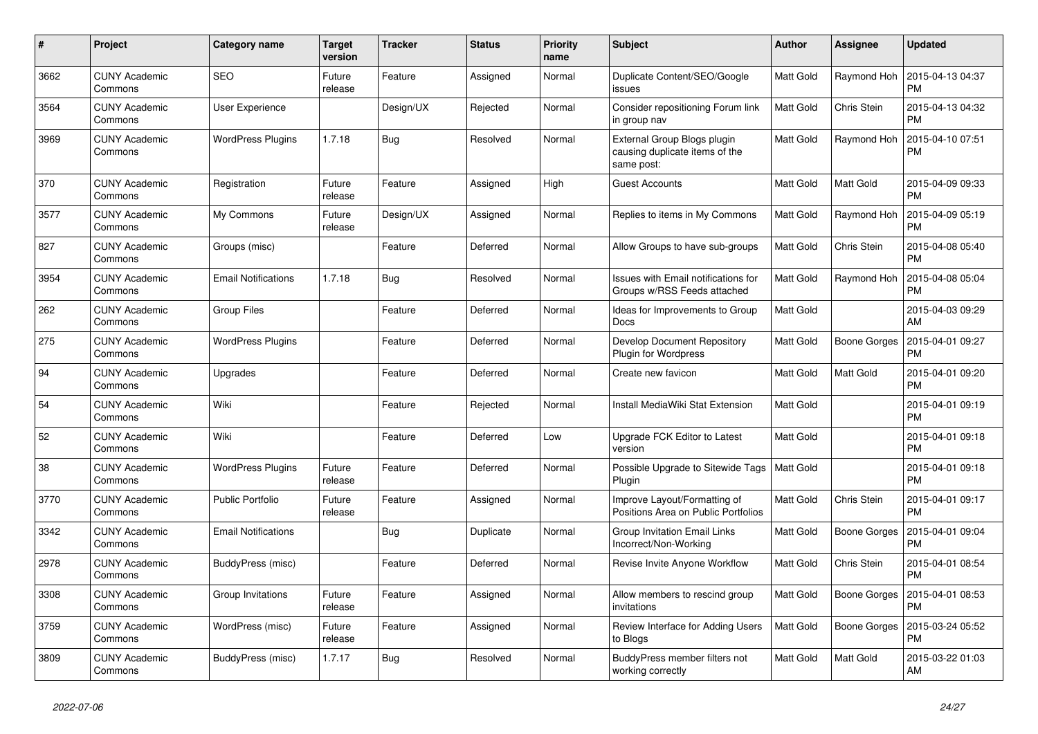| # | Project | Category name | Target version | Tracker | Status | Priority name | Subject | Author | Assignee | Updated |
|---|---|---|---|---|---|---|---|---|---|---|
| 3662 | CUNY Academic Commons | SEO | Future release | Feature | Assigned | Normal | Duplicate Content/SEO/Google issues | Matt Gold | Raymond Hoh | 2015-04-13 04:37 PM |
| 3564 | CUNY Academic Commons | User Experience | | Design/UX | Rejected | Normal | Consider repositioning Forum link in group nav | Matt Gold | Chris Stein | 2015-04-13 04:32 PM |
| 3969 | CUNY Academic Commons | WordPress Plugins | 1.7.18 | Bug | Resolved | Normal | External Group Blogs plugin causing duplicate items of the same post: | Matt Gold | Raymond Hoh | 2015-04-10 07:51 PM |
| 370 | CUNY Academic Commons | Registration | Future release | Feature | Assigned | High | Guest Accounts | Matt Gold | Matt Gold | 2015-04-09 09:33 PM |
| 3577 | CUNY Academic Commons | My Commons | Future release | Design/UX | Assigned | Normal | Replies to items in My Commons | Matt Gold | Raymond Hoh | 2015-04-09 05:19 PM |
| 827 | CUNY Academic Commons | Groups (misc) | | Feature | Deferred | Normal | Allow Groups to have sub-groups | Matt Gold | Chris Stein | 2015-04-08 05:40 PM |
| 3954 | CUNY Academic Commons | Email Notifications | 1.7.18 | Bug | Resolved | Normal | Issues with Email notifications for Groups w/RSS Feeds attached | Matt Gold | Raymond Hoh | 2015-04-08 05:04 PM |
| 262 | CUNY Academic Commons | Group Files | | Feature | Deferred | Normal | Ideas for Improvements to Group Docs | Matt Gold | | 2015-04-03 09:29 AM |
| 275 | CUNY Academic Commons | WordPress Plugins | | Feature | Deferred | Normal | Develop Document Repository Plugin for Wordpress | Matt Gold | Boone Gorges | 2015-04-01 09:27 PM |
| 94 | CUNY Academic Commons | Upgrades | | Feature | Deferred | Normal | Create new favicon | Matt Gold | Matt Gold | 2015-04-01 09:20 PM |
| 54 | CUNY Academic Commons | Wiki | | Feature | Rejected | Normal | Install MediaWiki Stat Extension | Matt Gold | | 2015-04-01 09:19 PM |
| 52 | CUNY Academic Commons | Wiki | | Feature | Deferred | Low | Upgrade FCK Editor to Latest version | Matt Gold | | 2015-04-01 09:18 PM |
| 38 | CUNY Academic Commons | WordPress Plugins | Future release | Feature | Deferred | Normal | Possible Upgrade to Sitewide Tags Plugin | Matt Gold | | 2015-04-01 09:18 PM |
| 3770 | CUNY Academic Commons | Public Portfolio | Future release | Feature | Assigned | Normal | Improve Layout/Formatting of Positions Area on Public Portfolios | Matt Gold | Chris Stein | 2015-04-01 09:17 PM |
| 3342 | CUNY Academic Commons | Email Notifications | | Bug | Duplicate | Normal | Group Invitation Email Links Incorrect/Non-Working | Matt Gold | Boone Gorges | 2015-04-01 09:04 PM |
| 2978 | CUNY Academic Commons | BuddyPress (misc) | | Feature | Deferred | Normal | Revise Invite Anyone Workflow | Matt Gold | Chris Stein | 2015-04-01 08:54 PM |
| 3308 | CUNY Academic Commons | Group Invitations | Future release | Feature | Assigned | Normal | Allow members to rescind group invitations | Matt Gold | Boone Gorges | 2015-04-01 08:53 PM |
| 3759 | CUNY Academic Commons | WordPress (misc) | Future release | Feature | Assigned | Normal | Review Interface for Adding Users to Blogs | Matt Gold | Boone Gorges | 2015-03-24 05:52 PM |
| 3809 | CUNY Academic Commons | BuddyPress (misc) | 1.7.17 | Bug | Resolved | Normal | BuddyPress member filters not working correctly | Matt Gold | Matt Gold | 2015-03-22 01:03 AM |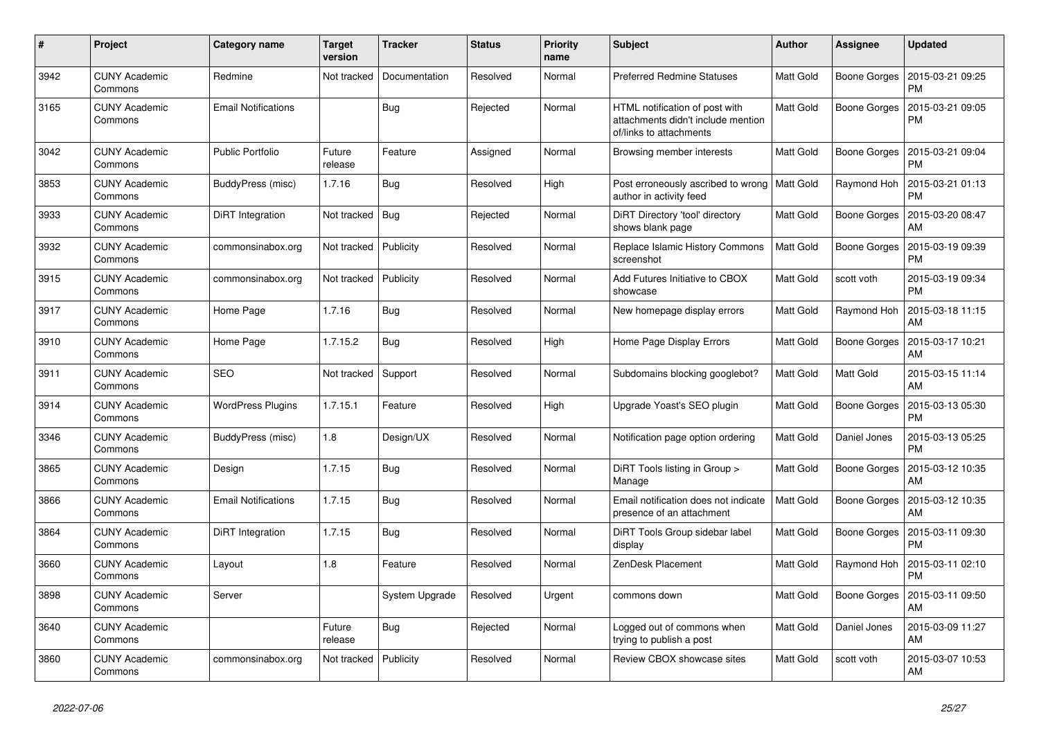| # | Project | Category name | Target version | Tracker | Status | Priority name | Subject | Author | Assignee | Updated |
|---|---|---|---|---|---|---|---|---|---|---|
| 3942 | CUNY Academic Commons | Redmine | Not tracked | Documentation | Resolved | Normal | Preferred Redmine Statuses | Matt Gold | Boone Gorges | 2015-03-21 09:25 PM |
| 3165 | CUNY Academic Commons | Email Notifications | | Bug | Rejected | Normal | HTML notification of post with attachments didn't include mention of/links to attachments | Matt Gold | Boone Gorges | 2015-03-21 09:05 PM |
| 3042 | CUNY Academic Commons | Public Portfolio | Future release | Feature | Assigned | Normal | Browsing member interests | Matt Gold | Boone Gorges | 2015-03-21 09:04 PM |
| 3853 | CUNY Academic Commons | BuddyPress (misc) | 1.7.16 | Bug | Resolved | High | Post erroneously ascribed to wrong author in activity feed | Matt Gold | Raymond Hoh | 2015-03-21 01:13 PM |
| 3933 | CUNY Academic Commons | DiRT Integration | Not tracked | Bug | Rejected | Normal | DiRT Directory 'tool' directory shows blank page | Matt Gold | Boone Gorges | 2015-03-20 08:47 AM |
| 3932 | CUNY Academic Commons | commonsinabox.org | Not tracked | Publicity | Resolved | Normal | Replace Islamic History Commons screenshot | Matt Gold | Boone Gorges | 2015-03-19 09:39 PM |
| 3915 | CUNY Academic Commons | commonsinabox.org | Not tracked | Publicity | Resolved | Normal | Add Futures Initiative to CBOX showcase | Matt Gold | scott voth | 2015-03-19 09:34 PM |
| 3917 | CUNY Academic Commons | Home Page | 1.7.16 | Bug | Resolved | Normal | New homepage display errors | Matt Gold | Raymond Hoh | 2015-03-18 11:15 AM |
| 3910 | CUNY Academic Commons | Home Page | 1.7.15.2 | Bug | Resolved | High | Home Page Display Errors | Matt Gold | Boone Gorges | 2015-03-17 10:21 AM |
| 3911 | CUNY Academic Commons | SEO | Not tracked | Support | Resolved | Normal | Subdomains blocking googlebot? | Matt Gold | Matt Gold | 2015-03-15 11:14 AM |
| 3914 | CUNY Academic Commons | WordPress Plugins | 1.7.15.1 | Feature | Resolved | High | Upgrade Yoast's SEO plugin | Matt Gold | Boone Gorges | 2015-03-13 05:30 PM |
| 3346 | CUNY Academic Commons | BuddyPress (misc) | 1.8 | Design/UX | Resolved | Normal | Notification page option ordering | Matt Gold | Daniel Jones | 2015-03-13 05:25 PM |
| 3865 | CUNY Academic Commons | Design | 1.7.15 | Bug | Resolved | Normal | DiRT Tools listing in Group > Manage | Matt Gold | Boone Gorges | 2015-03-12 10:35 AM |
| 3866 | CUNY Academic Commons | Email Notifications | 1.7.15 | Bug | Resolved | Normal | Email notification does not indicate presence of an attachment | Matt Gold | Boone Gorges | 2015-03-12 10:35 AM |
| 3864 | CUNY Academic Commons | DiRT Integration | 1.7.15 | Bug | Resolved | Normal | DiRT Tools Group sidebar label display | Matt Gold | Boone Gorges | 2015-03-11 09:30 PM |
| 3660 | CUNY Academic Commons | Layout | 1.8 | Feature | Resolved | Normal | ZenDesk Placement | Matt Gold | Raymond Hoh | 2015-03-11 02:10 PM |
| 3898 | CUNY Academic Commons | Server | | System Upgrade | Resolved | Urgent | commons down | Matt Gold | Boone Gorges | 2015-03-11 09:50 AM |
| 3640 | CUNY Academic Commons | | Future release | Bug | Rejected | Normal | Logged out of commons when trying to publish a post | Matt Gold | Daniel Jones | 2015-03-09 11:27 AM |
| 3860 | CUNY Academic Commons | commonsinabox.org | Not tracked | Publicity | Resolved | Normal | Review CBOX showcase sites | Matt Gold | scott voth | 2015-03-07 10:53 AM |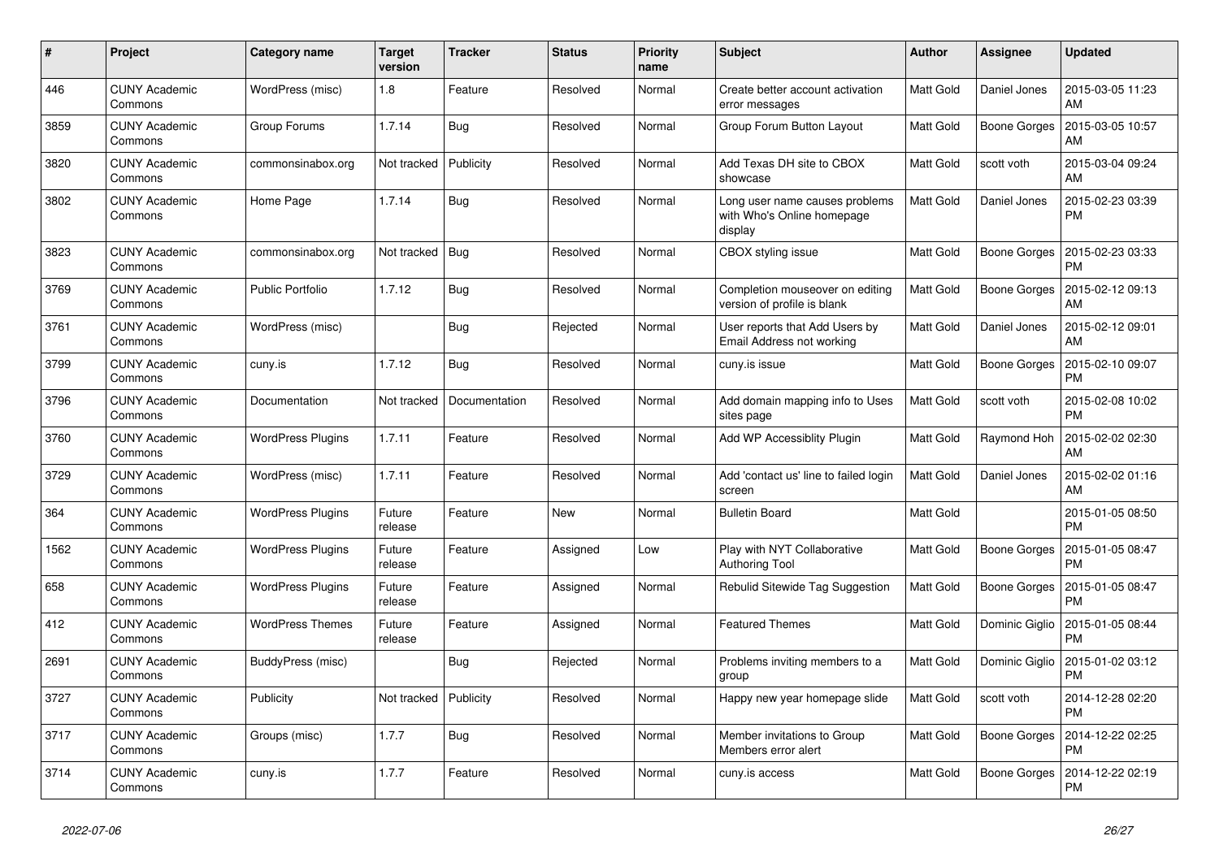| # | Project | Category name | Target version | Tracker | Status | Priority name | Subject | Author | Assignee | Updated |
|---|---|---|---|---|---|---|---|---|---|---|
| 446 | CUNY Academic Commons | WordPress (misc) | 1.8 | Feature | Resolved | Normal | Create better account activation error messages | Matt Gold | Daniel Jones | 2015-03-05 11:23 AM |
| 3859 | CUNY Academic Commons | Group Forums | 1.7.14 | Bug | Resolved | Normal | Group Forum Button Layout | Matt Gold | Boone Gorges | 2015-03-05 10:57 AM |
| 3820 | CUNY Academic Commons | commonsinabox.org | Not tracked | Publicity | Resolved | Normal | Add Texas DH site to CBOX showcase | Matt Gold | scott voth | 2015-03-04 09:24 AM |
| 3802 | CUNY Academic Commons | Home Page | 1.7.14 | Bug | Resolved | Normal | Long user name causes problems with Who's Online homepage display | Matt Gold | Daniel Jones | 2015-02-23 03:39 PM |
| 3823 | CUNY Academic Commons | commonsinabox.org | Not tracked | Bug | Resolved | Normal | CBOX styling issue | Matt Gold | Boone Gorges | 2015-02-23 03:33 PM |
| 3769 | CUNY Academic Commons | Public Portfolio | 1.7.12 | Bug | Resolved | Normal | Completion mouseover on editing version of profile is blank | Matt Gold | Boone Gorges | 2015-02-12 09:13 AM |
| 3761 | CUNY Academic Commons | WordPress (misc) | | Bug | Rejected | Normal | User reports that Add Users by Email Address not working | Matt Gold | Daniel Jones | 2015-02-12 09:01 AM |
| 3799 | CUNY Academic Commons | cuny.is | 1.7.12 | Bug | Resolved | Normal | cuny.is issue | Matt Gold | Boone Gorges | 2015-02-10 09:07 PM |
| 3796 | CUNY Academic Commons | Documentation | Not tracked | Documentation | Resolved | Normal | Add domain mapping info to Uses sites page | Matt Gold | scott voth | 2015-02-08 10:02 PM |
| 3760 | CUNY Academic Commons | WordPress Plugins | 1.7.11 | Feature | Resolved | Normal | Add WP Accessiblity Plugin | Matt Gold | Raymond Hoh | 2015-02-02 02:30 AM |
| 3729 | CUNY Academic Commons | WordPress (misc) | 1.7.11 | Feature | Resolved | Normal | Add 'contact us' line to failed login screen | Matt Gold | Daniel Jones | 2015-02-02 01:16 AM |
| 364 | CUNY Academic Commons | WordPress Plugins | Future release | Feature | New | Normal | Bulletin Board | Matt Gold | | 2015-01-05 08:50 PM |
| 1562 | CUNY Academic Commons | WordPress Plugins | Future release | Feature | Assigned | Low | Play with NYT Collaborative Authoring Tool | Matt Gold | Boone Gorges | 2015-01-05 08:47 PM |
| 658 | CUNY Academic Commons | WordPress Plugins | Future release | Feature | Assigned | Normal | Rebulid Sitewide Tag Suggestion | Matt Gold | Boone Gorges | 2015-01-05 08:47 PM |
| 412 | CUNY Academic Commons | WordPress Themes | Future release | Feature | Assigned | Normal | Featured Themes | Matt Gold | Dominic Giglio | 2015-01-05 08:44 PM |
| 2691 | CUNY Academic Commons | BuddyPress (misc) | | Bug | Rejected | Normal | Problems inviting members to a group | Matt Gold | Dominic Giglio | 2015-01-02 03:12 PM |
| 3727 | CUNY Academic Commons | Publicity | Not tracked | Publicity | Resolved | Normal | Happy new year homepage slide | Matt Gold | scott voth | 2014-12-28 02:20 PM |
| 3717 | CUNY Academic Commons | Groups (misc) | 1.7.7 | Bug | Resolved | Normal | Member invitations to Group Members error alert | Matt Gold | Boone Gorges | 2014-12-22 02:25 PM |
| 3714 | CUNY Academic Commons | cuny.is | 1.7.7 | Feature | Resolved | Normal | cuny.is access | Matt Gold | Boone Gorges | 2014-12-22 02:19 PM |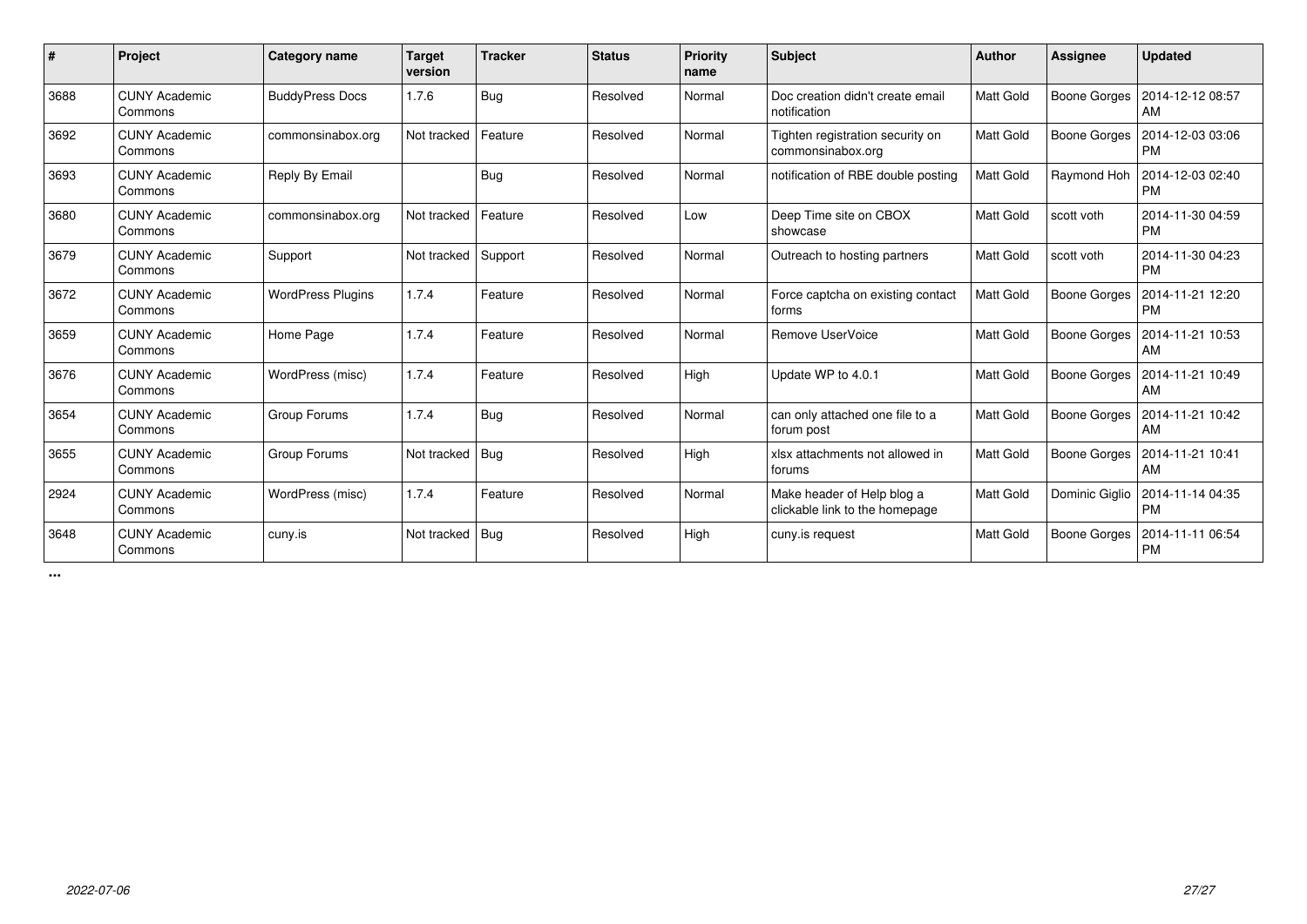| # | Project | Category name | Target version | Tracker | Status | Priority name | Subject | Author | Assignee | Updated |
|---|---|---|---|---|---|---|---|---|---|---|
| 3688 | CUNY Academic Commons | BuddyPress Docs | 1.7.6 | Bug | Resolved | Normal | Doc creation didn't create email notification | Matt Gold | Boone Gorges | 2014-12-12 08:57 AM |
| 3692 | CUNY Academic Commons | commonsinabox.org | Not tracked | Feature | Resolved | Normal | Tighten registration security on commonsinabox.org | Matt Gold | Boone Gorges | 2014-12-03 03:06 PM |
| 3693 | CUNY Academic Commons | Reply By Email | | Bug | Resolved | Normal | notification of RBE double posting | Matt Gold | Raymond Hoh | 2014-12-03 02:40 PM |
| 3680 | CUNY Academic Commons | commonsinabox.org | Not tracked | Feature | Resolved | Low | Deep Time site on CBOX showcase | Matt Gold | scott voth | 2014-11-30 04:59 PM |
| 3679 | CUNY Academic Commons | Support | Not tracked | Support | Resolved | Normal | Outreach to hosting partners | Matt Gold | scott voth | 2014-11-30 04:23 PM |
| 3672 | CUNY Academic Commons | WordPress Plugins | 1.7.4 | Feature | Resolved | Normal | Force captcha on existing contact forms | Matt Gold | Boone Gorges | 2014-11-21 12:20 PM |
| 3659 | CUNY Academic Commons | Home Page | 1.7.4 | Feature | Resolved | Normal | Remove UserVoice | Matt Gold | Boone Gorges | 2014-11-21 10:53 AM |
| 3676 | CUNY Academic Commons | WordPress (misc) | 1.7.4 | Feature | Resolved | High | Update WP to 4.0.1 | Matt Gold | Boone Gorges | 2014-11-21 10:49 AM |
| 3654 | CUNY Academic Commons | Group Forums | 1.7.4 | Bug | Resolved | Normal | can only attached one file to a forum post | Matt Gold | Boone Gorges | 2014-11-21 10:42 AM |
| 3655 | CUNY Academic Commons | Group Forums | Not tracked | Bug | Resolved | High | xlsx attachments not allowed in forums | Matt Gold | Boone Gorges | 2014-11-21 10:41 AM |
| 2924 | CUNY Academic Commons | WordPress (misc) | 1.7.4 | Feature | Resolved | Normal | Make header of Help blog a clickable link to the homepage | Matt Gold | Dominic Giglio | 2014-11-14 04:35 PM |
| 3648 | CUNY Academic Commons | cuny.is | Not tracked | Bug | Resolved | High | cuny.is request | Matt Gold | Boone Gorges | 2014-11-11 06:54 PM |

...